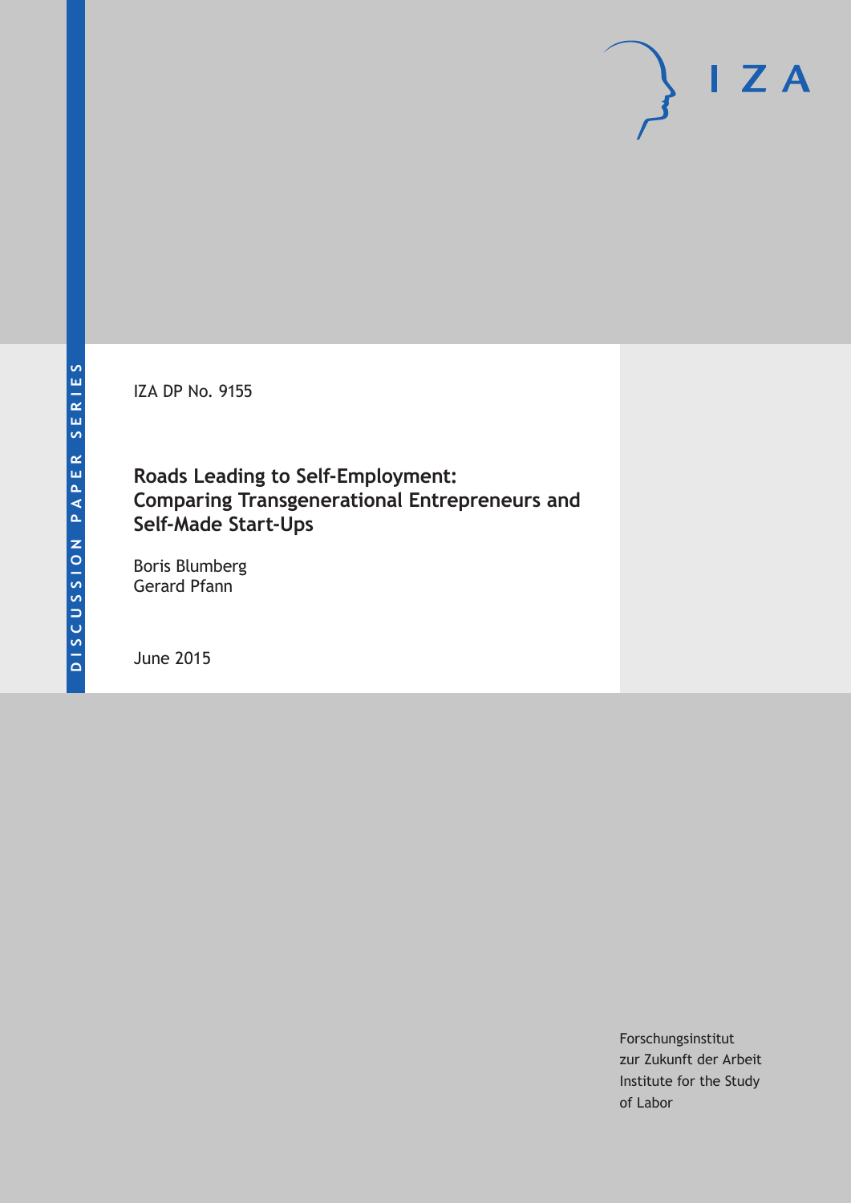DISCUSSION PAPER SERIES

IZA

IZA DP No. 9155

# Roads Leading to Self-Employment: Comparing Transgenerational Entrepreneurs and Self-Made Start-Ups

Boris Blumberg
Gerard Pfann

June 2015

Forschungsinstitut
zur Zukunft der Arbeit
Institute for the Study
of Labor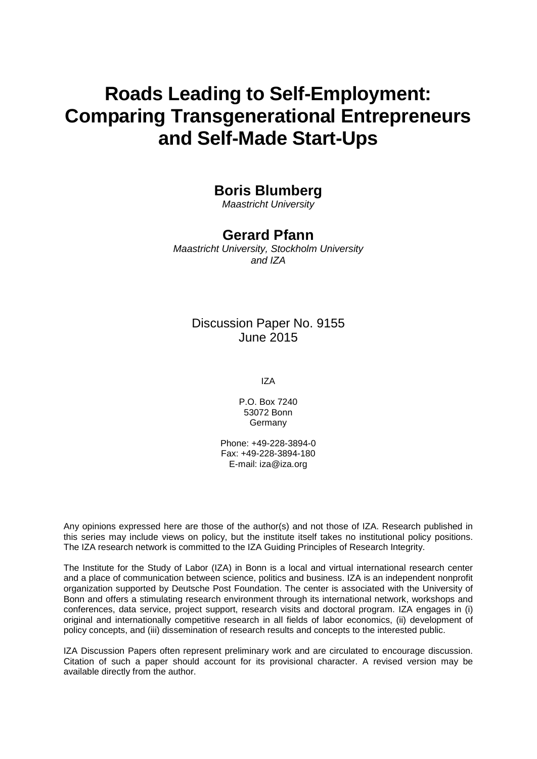# Roads Leading to Self-Employment: Comparing Transgenerational Entrepreneurs and Self-Made Start-Ups

**Boris Blumberg**
*Maastricht University*

**Gerard Pfann**
*Maastricht University, Stockholm University and IZA*

Discussion Paper No. 9155
June 2015

IZA

P.O. Box 7240
53072 Bonn
Germany

Phone: +49-228-3894-0
Fax: +49-228-3894-180
E-mail: iza@iza.org

Any opinions expressed here are those of the author(s) and not those of IZA. Research published in this series may include views on policy, but the institute itself takes no institutional policy positions. The IZA research network is committed to the IZA Guiding Principles of Research Integrity.

The Institute for the Study of Labor (IZA) in Bonn is a local and virtual international research center and a place of communication between science, politics and business. IZA is an independent nonprofit organization supported by Deutsche Post Foundation. The center is associated with the University of Bonn and offers a stimulating research environment through its international network, workshops and conferences, data service, project support, research visits and doctoral program. IZA engages in (i) original and internationally competitive research in all fields of labor economics, (ii) development of policy concepts, and (iii) dissemination of research results and concepts to the interested public.

IZA Discussion Papers often represent preliminary work and are circulated to encourage discussion. Citation of such a paper should account for its provisional character. A revised version may be available directly from the author.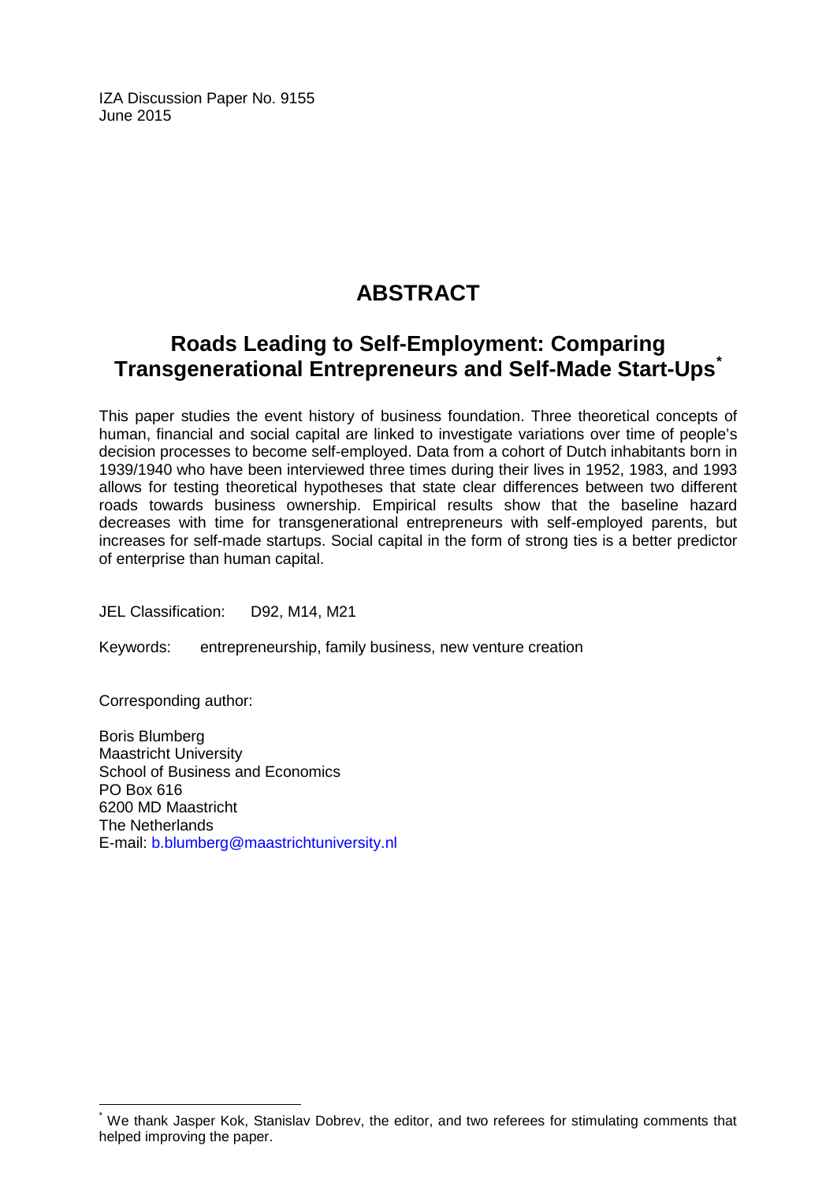IZA Discussion Paper No. 9155
June 2015

# ABSTRACT

## Roads Leading to Self-Employment: Comparing Transgenerational Entrepreneurs and Self-Made Start-Ups*

This paper studies the event history of business foundation. Three theoretical concepts of human, financial and social capital are linked to investigate variations over time of people's decision processes to become self-employed. Data from a cohort of Dutch inhabitants born in 1939/1940 who have been interviewed three times during their lives in 1952, 1983, and 1993 allows for testing theoretical hypotheses that state clear differences between two different roads towards business ownership. Empirical results show that the baseline hazard decreases with time for transgenerational entrepreneurs with self-employed parents, but increases for self-made startups. Social capital in the form of strong ties is a better predictor of enterprise than human capital.

JEL Classification: D92, M14, M21

Keywords: entrepreneurship, family business, new venture creation

Corresponding author:

Boris Blumberg
Maastricht University
School of Business and Economics
PO Box 616
6200 MD Maastricht
The Netherlands
E-mail: b.blumberg@maastrichtuniversity.nl

---

* We thank Jasper Kok, Stanislav Dobrev, the editor, and two referees for stimulating comments that helped improving the paper.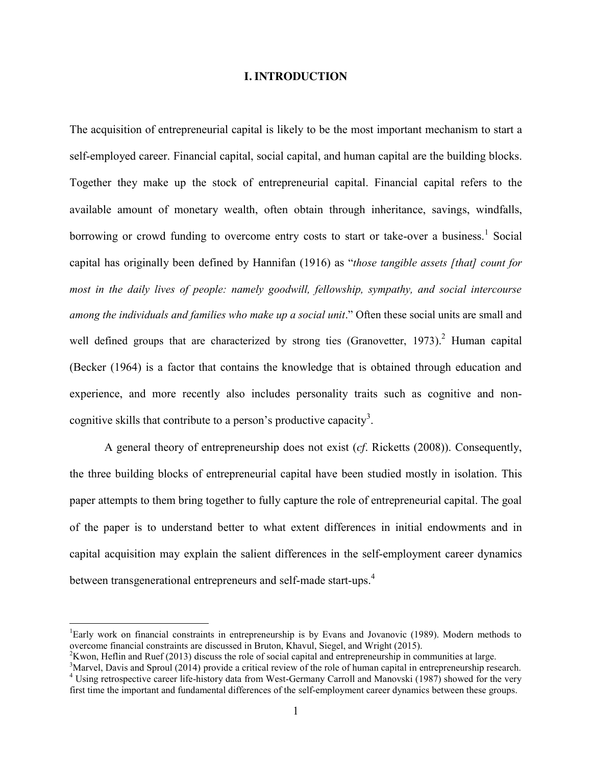# I. INTRODUCTION

The acquisition of entrepreneurial capital is likely to be the most important mechanism to start a self-employed career. Financial capital, social capital, and human capital are the building blocks. Together they make up the stock of entrepreneurial capital. Financial capital refers to the available amount of monetary wealth, often obtain through inheritance, savings, windfalls, borrowing or crowd funding to overcome entry costs to start or take-over a business.[1] Social capital has originally been defined by Hannifan (1916) as "*those tangible assets [that] count for most in the daily lives of people: namely goodwill, fellowship, sympathy, and social intercourse among the individuals and families who make up a social unit*." Often these social units are small and well defined groups that are characterized by strong ties (Granovetter, 1973).[2] Human capital (Becker (1964) is a factor that contains the knowledge that is obtained through education and experience, and more recently also includes personality traits such as cognitive and non-cognitive skills that contribute to a person's productive capacity[3].

A general theory of entrepreneurship does not exist (*cf*. Ricketts (2008)). Consequently, the three building blocks of entrepreneurial capital have been studied mostly in isolation. This paper attempts to them bring together to fully capture the role of entrepreneurial capital. The goal of the paper is to understand better to what extent differences in initial endowments and in capital acquisition may explain the salient differences in the self-employment career dynamics between transgenerational entrepreneurs and self-made start-ups.[4]

---

[1]Early work on financial constraints in entrepreneurship is by Evans and Jovanovic (1989). Modern methods to overcome financial constraints are discussed in Bruton, Khavul, Siegel, and Wright (2015).

[2]Kwon, Heflin and Ruef (2013) discuss the role of social capital and entrepreneurship in communities at large.

[3]Marvel, Davis and Sproul (2014) provide a critical review of the role of human capital in entrepreneurship research.

[4] Using retrospective career life-history data from West-Germany Carroll and Manovski (1987) showed for the very first time the important and fundamental differences of the self-employment career dynamics between these groups.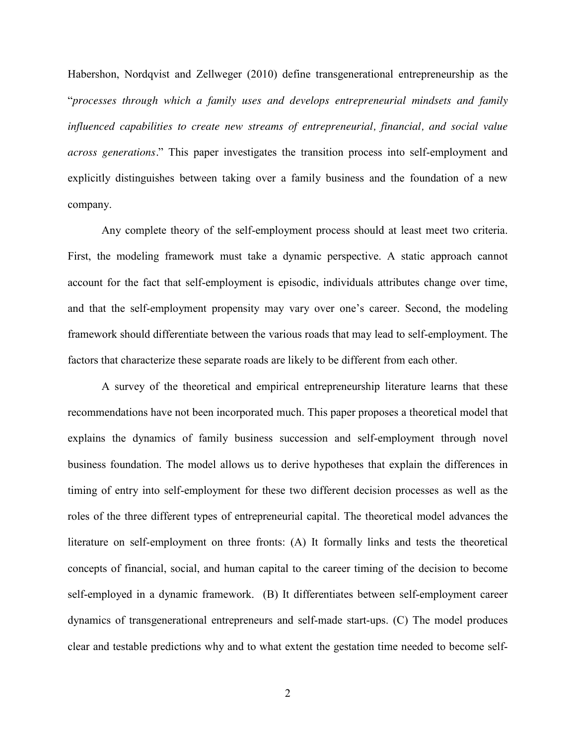Habershon, Nordqvist and Zellweger (2010) define transgenerational entrepreneurship as the "*processes through which a family uses and develops entrepreneurial mindsets and family influenced capabilities to create new streams of entrepreneurial, financial, and social value across generations*." This paper investigates the transition process into self-employment and explicitly distinguishes between taking over a family business and the foundation of a new company.

Any complete theory of the self-employment process should at least meet two criteria. First, the modeling framework must take a dynamic perspective. A static approach cannot account for the fact that self-employment is episodic, individuals attributes change over time, and that the self-employment propensity may vary over one's career. Second, the modeling framework should differentiate between the various roads that may lead to self-employment. The factors that characterize these separate roads are likely to be different from each other.

A survey of the theoretical and empirical entrepreneurship literature learns that these recommendations have not been incorporated much. This paper proposes a theoretical model that explains the dynamics of family business succession and self-employment through novel business foundation. The model allows us to derive hypotheses that explain the differences in timing of entry into self-employment for these two different decision processes as well as the roles of the three different types of entrepreneurial capital. The theoretical model advances the literature on self-employment on three fronts: (A) It formally links and tests the theoretical concepts of financial, social, and human capital to the career timing of the decision to become self-employed in a dynamic framework. (B) It differentiates between self-employment career dynamics of transgenerational entrepreneurs and self-made start-ups. (C) The model produces clear and testable predictions why and to what extent the gestation time needed to become self-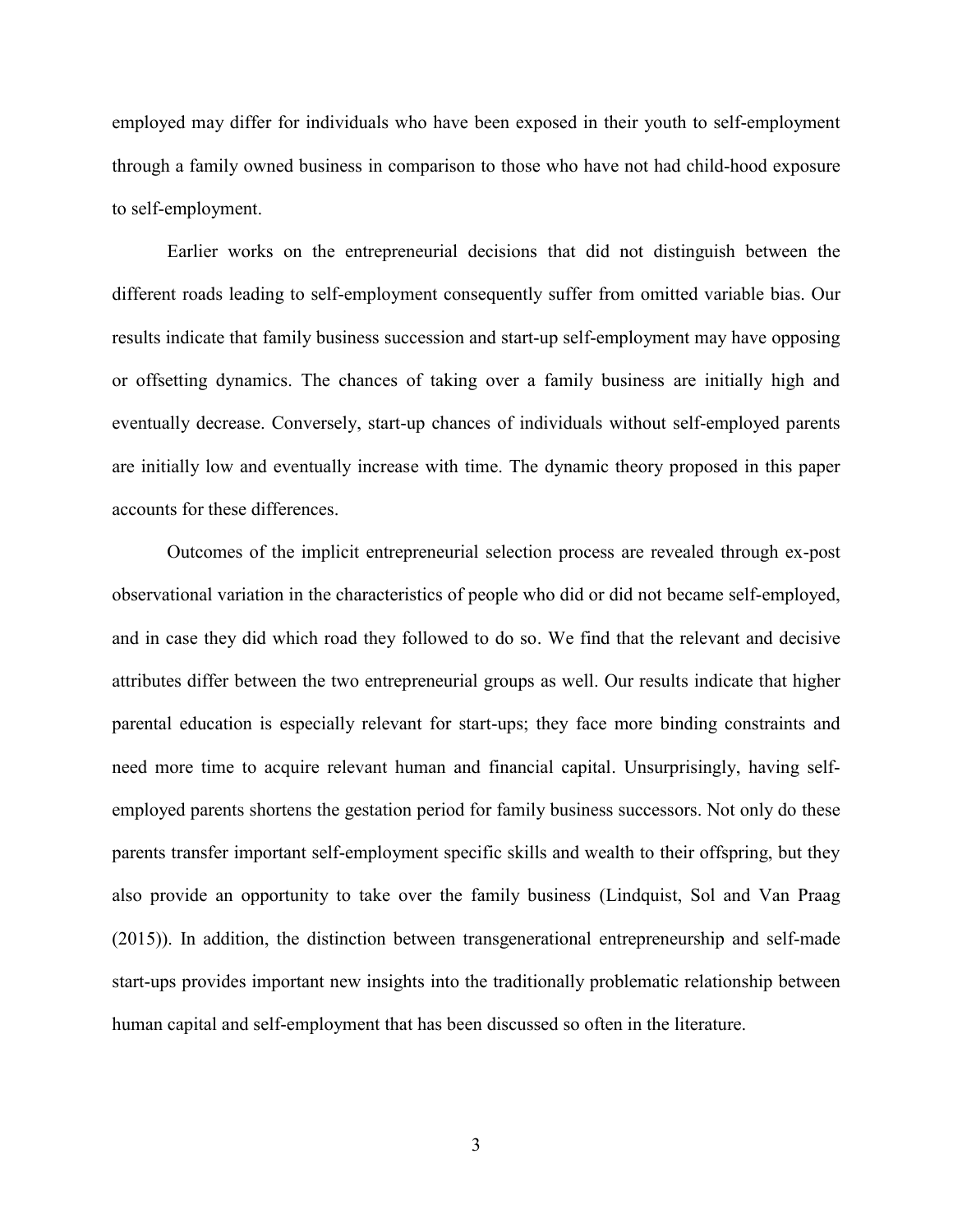employed may differ for individuals who have been exposed in their youth to self-employment through a family owned business in comparison to those who have not had child-hood exposure to self-employment.

Earlier works on the entrepreneurial decisions that did not distinguish between the different roads leading to self-employment consequently suffer from omitted variable bias. Our results indicate that family business succession and start-up self-employment may have opposing or offsetting dynamics. The chances of taking over a family business are initially high and eventually decrease. Conversely, start-up chances of individuals without self-employed parents are initially low and eventually increase with time. The dynamic theory proposed in this paper accounts for these differences.

Outcomes of the implicit entrepreneurial selection process are revealed through ex-post observational variation in the characteristics of people who did or did not became self-employed, and in case they did which road they followed to do so. We find that the relevant and decisive attributes differ between the two entrepreneurial groups as well. Our results indicate that higher parental education is especially relevant for start-ups; they face more binding constraints and need more time to acquire relevant human and financial capital. Unsurprisingly, having self-employed parents shortens the gestation period for family business successors. Not only do these parents transfer important self-employment specific skills and wealth to their offspring, but they also provide an opportunity to take over the family business (Lindquist, Sol and Van Praag (2015)). In addition, the distinction between transgenerational entrepreneurship and self-made start-ups provides important new insights into the traditionally problematic relationship between human capital and self-employment that has been discussed so often in the literature.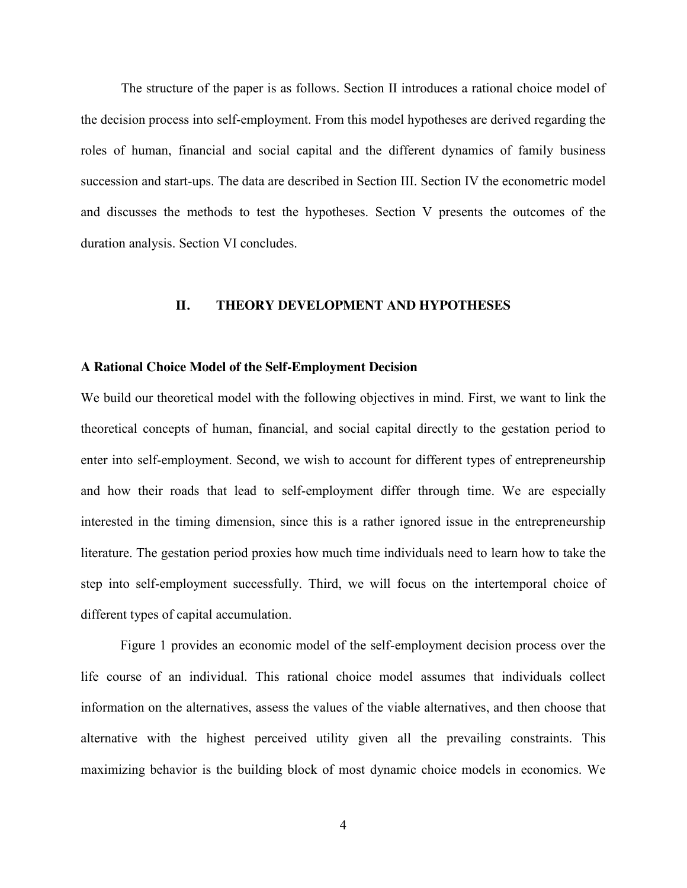The structure of the paper is as follows. Section II introduces a rational choice model of the decision process into self-employment. From this model hypotheses are derived regarding the roles of human, financial and social capital and the different dynamics of family business succession and start-ups. The data are described in Section III. Section IV the econometric model and discusses the methods to test the hypotheses. Section V presents the outcomes of the duration analysis. Section VI concludes.

## II. THEORY DEVELOPMENT AND HYPOTHESES

### A Rational Choice Model of the Self-Employment Decision

We build our theoretical model with the following objectives in mind. First, we want to link the theoretical concepts of human, financial, and social capital directly to the gestation period to enter into self-employment. Second, we wish to account for different types of entrepreneurship and how their roads that lead to self-employment differ through time. We are especially interested in the timing dimension, since this is a rather ignored issue in the entrepreneurship literature. The gestation period proxies how much time individuals need to learn how to take the step into self-employment successfully. Third, we will focus on the intertemporal choice of different types of capital accumulation.

Figure 1 provides an economic model of the self-employment decision process over the life course of an individual. This rational choice model assumes that individuals collect information on the alternatives, assess the values of the viable alternatives, and then choose that alternative with the highest perceived utility given all the prevailing constraints. This maximizing behavior is the building block of most dynamic choice models in economics. We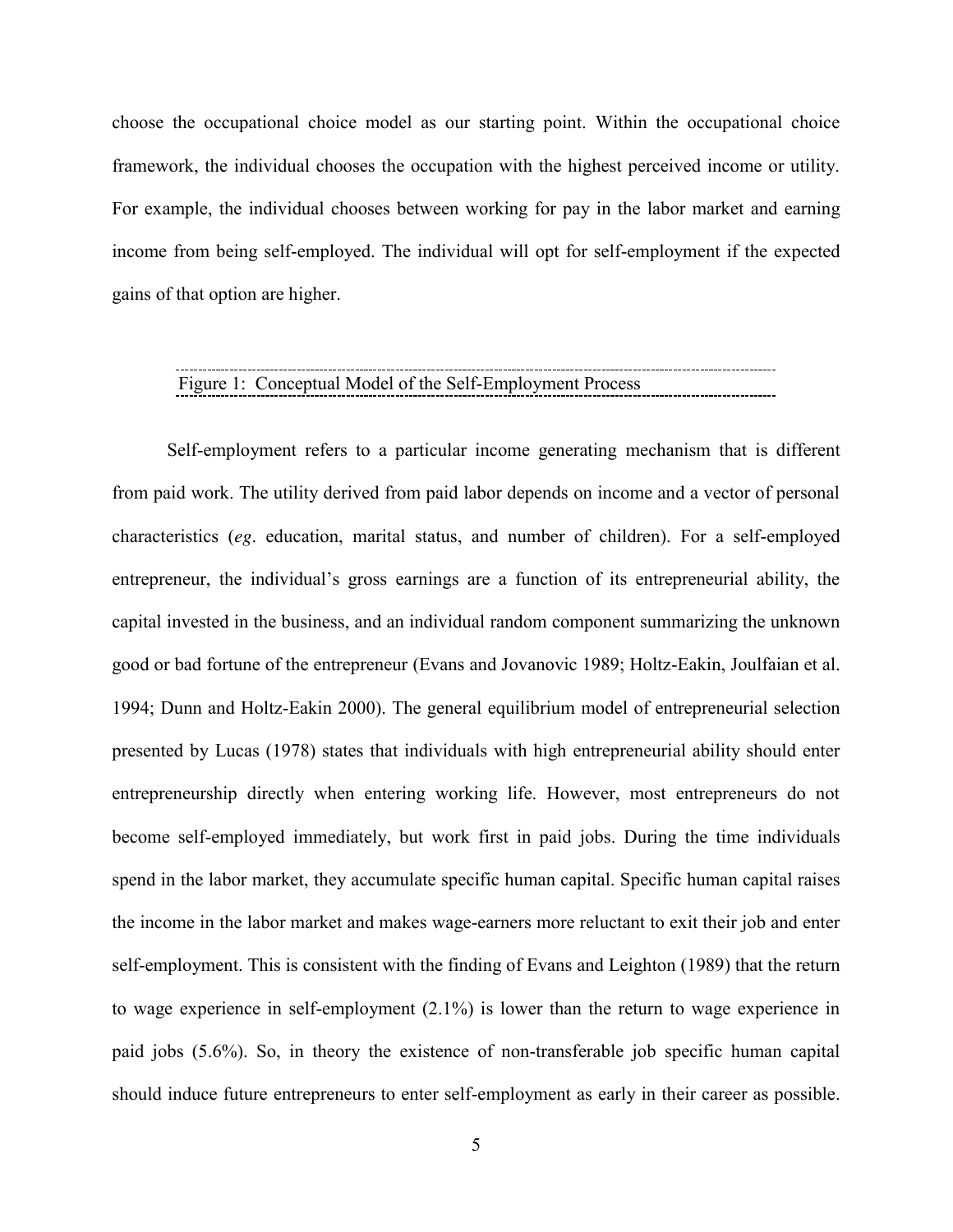choose the occupational choice model as our starting point. Within the occupational choice framework, the individual chooses the occupation with the highest perceived income or utility. For example, the individual chooses between working for pay in the labor market and earning income from being self-employed. The individual will opt for self-employment if the expected gains of that option are higher.

Figure 1: Conceptual Model of the Self-Employment Process

Self-employment refers to a particular income generating mechanism that is different from paid work. The utility derived from paid labor depends on income and a vector of personal characteristics (*eg*. education, marital status, and number of children). For a self-employed entrepreneur, the individual's gross earnings are a function of its entrepreneurial ability, the capital invested in the business, and an individual random component summarizing the unknown good or bad fortune of the entrepreneur (Evans and Jovanovic 1989; Holtz-Eakin, Joulfaian et al. 1994; Dunn and Holtz-Eakin 2000). The general equilibrium model of entrepreneurial selection presented by Lucas (1978) states that individuals with high entrepreneurial ability should enter entrepreneurship directly when entering working life. However, most entrepreneurs do not become self-employed immediately, but work first in paid jobs. During the time individuals spend in the labor market, they accumulate specific human capital. Specific human capital raises the income in the labor market and makes wage-earners more reluctant to exit their job and enter self-employment. This is consistent with the finding of Evans and Leighton (1989) that the return to wage experience in self-employment (2.1%) is lower than the return to wage experience in paid jobs (5.6%). So, in theory the existence of non-transferable job specific human capital should induce future entrepreneurs to enter self-employment as early in their career as possible.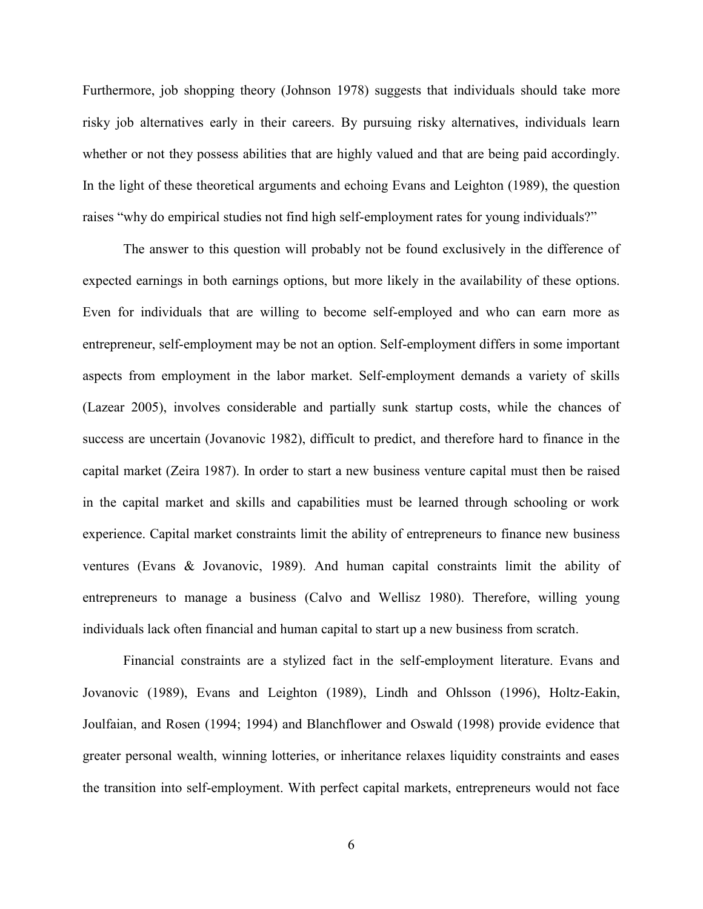Furthermore, job shopping theory (Johnson 1978) suggests that individuals should take more risky job alternatives early in their careers. By pursuing risky alternatives, individuals learn whether or not they possess abilities that are highly valued and that are being paid accordingly. In the light of these theoretical arguments and echoing Evans and Leighton (1989), the question raises "why do empirical studies not find high self-employment rates for young individuals?"

The answer to this question will probably not be found exclusively in the difference of expected earnings in both earnings options, but more likely in the availability of these options. Even for individuals that are willing to become self-employed and who can earn more as entrepreneur, self-employment may be not an option. Self-employment differs in some important aspects from employment in the labor market. Self-employment demands a variety of skills (Lazear 2005), involves considerable and partially sunk startup costs, while the chances of success are uncertain (Jovanovic 1982), difficult to predict, and therefore hard to finance in the capital market (Zeira 1987). In order to start a new business venture capital must then be raised in the capital market and skills and capabilities must be learned through schooling or work experience. Capital market constraints limit the ability of entrepreneurs to finance new business ventures (Evans & Jovanovic, 1989). And human capital constraints limit the ability of entrepreneurs to manage a business (Calvo and Wellisz 1980). Therefore, willing young individuals lack often financial and human capital to start up a new business from scratch.

Financial constraints are a stylized fact in the self-employment literature. Evans and Jovanovic (1989), Evans and Leighton (1989), Lindh and Ohlsson (1996), Holtz-Eakin, Joulfaian, and Rosen (1994; 1994) and Blanchflower and Oswald (1998) provide evidence that greater personal wealth, winning lotteries, or inheritance relaxes liquidity constraints and eases the transition into self-employment. With perfect capital markets, entrepreneurs would not face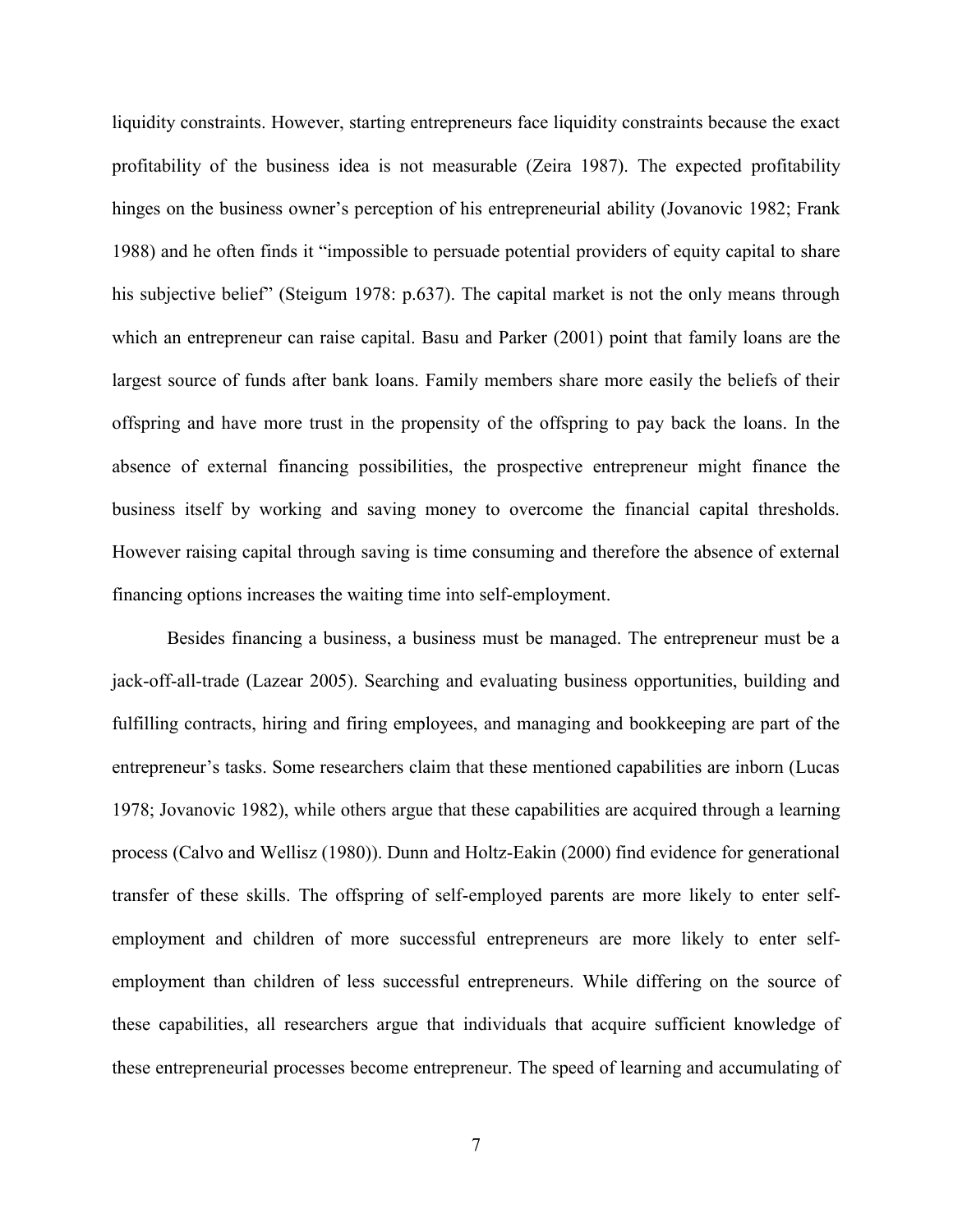liquidity constraints. However, starting entrepreneurs face liquidity constraints because the exact profitability of the business idea is not measurable (Zeira 1987). The expected profitability hinges on the business owner's perception of his entrepreneurial ability (Jovanovic 1982; Frank 1988) and he often finds it "impossible to persuade potential providers of equity capital to share his subjective belief" (Steigum 1978: p.637). The capital market is not the only means through which an entrepreneur can raise capital. Basu and Parker (2001) point that family loans are the largest source of funds after bank loans. Family members share more easily the beliefs of their offspring and have more trust in the propensity of the offspring to pay back the loans. In the absence of external financing possibilities, the prospective entrepreneur might finance the business itself by working and saving money to overcome the financial capital thresholds. However raising capital through saving is time consuming and therefore the absence of external financing options increases the waiting time into self-employment.

Besides financing a business, a business must be managed. The entrepreneur must be a jack-off-all-trade (Lazear 2005). Searching and evaluating business opportunities, building and fulfilling contracts, hiring and firing employees, and managing and bookkeeping are part of the entrepreneur's tasks. Some researchers claim that these mentioned capabilities are inborn (Lucas 1978; Jovanovic 1982), while others argue that these capabilities are acquired through a learning process (Calvo and Wellisz (1980)). Dunn and Holtz-Eakin (2000) find evidence for generational transfer of these skills. The offspring of self-employed parents are more likely to enter self-employment and children of more successful entrepreneurs are more likely to enter self-employment than children of less successful entrepreneurs. While differing on the source of these capabilities, all researchers argue that individuals that acquire sufficient knowledge of these entrepreneurial processes become entrepreneur. The speed of learning and accumulating of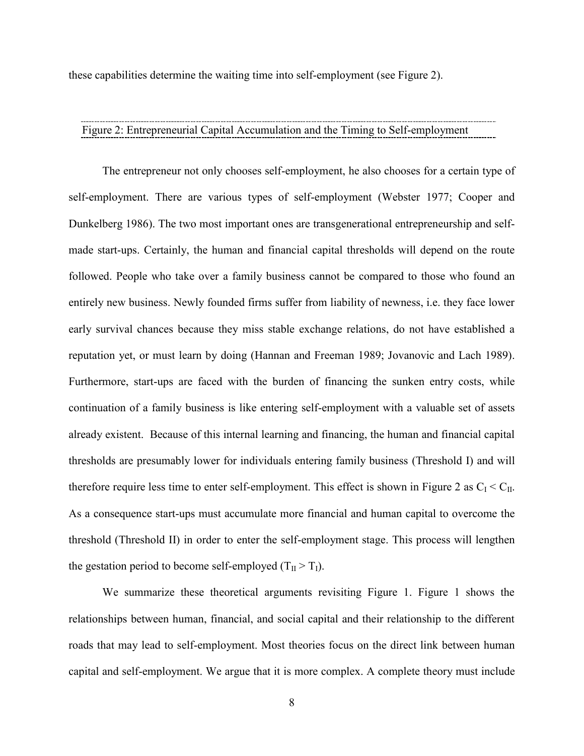these capabilities determine the waiting time into self-employment (see Figure 2).

Figure 2: Entrepreneurial Capital Accumulation and the Timing to Self-employment

The entrepreneur not only chooses self-employment, he also chooses for a certain type of self-employment. There are various types of self-employment (Webster 1977; Cooper and Dunkelberg 1986). The two most important ones are transgenerational entrepreneurship and self-made start-ups. Certainly, the human and financial capital thresholds will depend on the route followed. People who take over a family business cannot be compared to those who found an entirely new business. Newly founded firms suffer from liability of newness, i.e. they face lower early survival chances because they miss stable exchange relations, do not have established a reputation yet, or must learn by doing (Hannan and Freeman 1989; Jovanovic and Lach 1989). Furthermore, start-ups are faced with the burden of financing the sunken entry costs, while continuation of a family business is like entering self-employment with a valuable set of assets already existent. Because of this internal learning and financing, the human and financial capital thresholds are presumably lower for individuals entering family business (Threshold I) and will therefore require less time to enter self-employment. This effect is shown in Figure 2 as $C_I < C_{II}$. As a consequence start-ups must accumulate more financial and human capital to overcome the threshold (Threshold II) in order to enter the self-employment stage. This process will lengthen the gestation period to become self-employed ($T_{II} > T_I$).

We summarize these theoretical arguments revisiting Figure 1. Figure 1 shows the relationships between human, financial, and social capital and their relationship to the different roads that may lead to self-employment. Most theories focus on the direct link between human capital and self-employment. We argue that it is more complex. A complete theory must include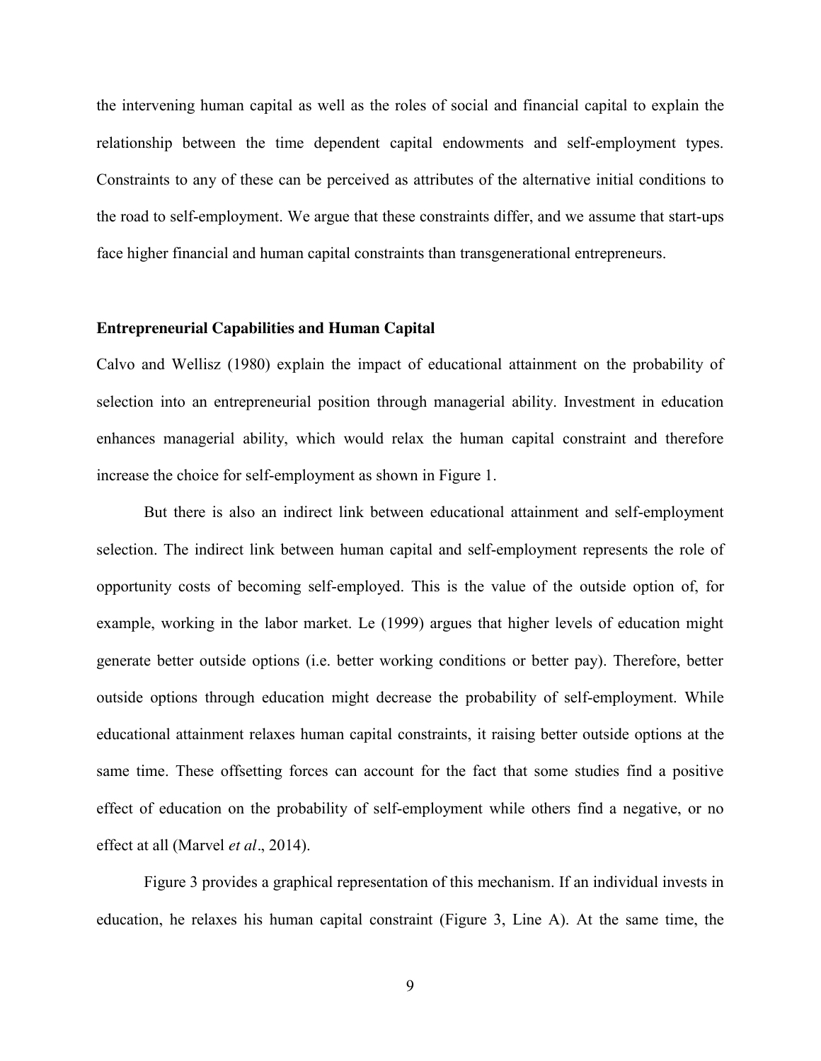the intervening human capital as well as the roles of social and financial capital to explain the relationship between the time dependent capital endowments and self-employment types. Constraints to any of these can be perceived as attributes of the alternative initial conditions to the road to self-employment. We argue that these constraints differ, and we assume that start-ups face higher financial and human capital constraints than transgenerational entrepreneurs.

### Entrepreneurial Capabilities and Human Capital

Calvo and Wellisz (1980) explain the impact of educational attainment on the probability of selection into an entrepreneurial position through managerial ability. Investment in education enhances managerial ability, which would relax the human capital constraint and therefore increase the choice for self-employment as shown in Figure 1.

But there is also an indirect link between educational attainment and self-employment selection. The indirect link between human capital and self-employment represents the role of opportunity costs of becoming self-employed. This is the value of the outside option of, for example, working in the labor market. Le (1999) argues that higher levels of education might generate better outside options (i.e. better working conditions or better pay). Therefore, better outside options through education might decrease the probability of self-employment. While educational attainment relaxes human capital constraints, it raising better outside options at the same time. These offsetting forces can account for the fact that some studies find a positive effect of education on the probability of self-employment while others find a negative, or no effect at all (Marvel *et al*., 2014).

Figure 3 provides a graphical representation of this mechanism. If an individual invests in education, he relaxes his human capital constraint (Figure 3, Line A). At the same time, the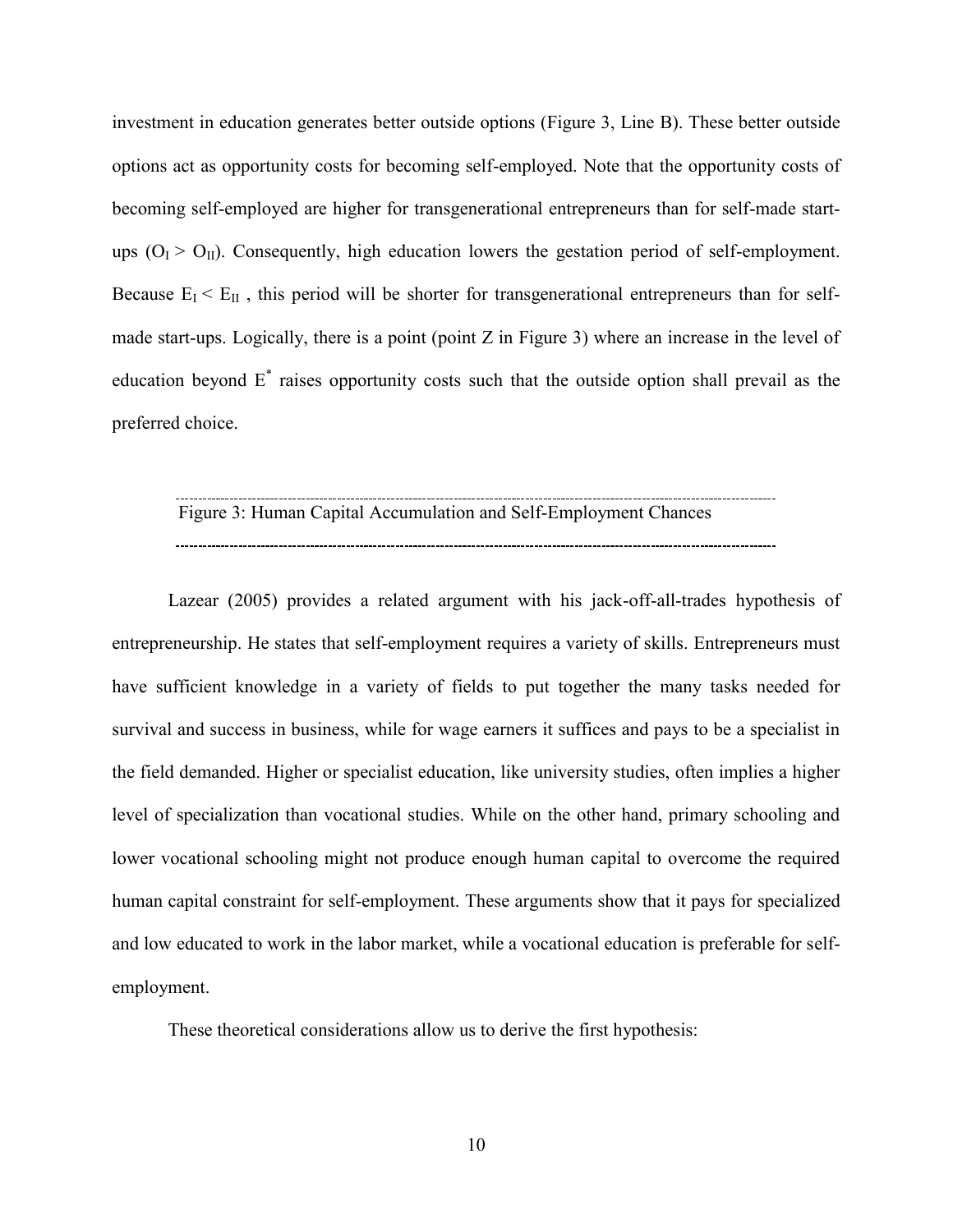investment in education generates better outside options (Figure 3, Line B). These better outside options act as opportunity costs for becoming self-employed. Note that the opportunity costs of becoming self-employed are higher for transgenerational entrepreneurs than for self-made start-ups ($O_I > O_{II}$). Consequently, high education lowers the gestation period of self-employment. Because $E_I < E_{II}$ , this period will be shorter for transgenerational entrepreneurs than for self-made start-ups. Logically, there is a point (point Z in Figure 3) where an increase in the level of education beyond $E^*$ raises opportunity costs such that the outside option shall prevail as the preferred choice.

Figure 3: Human Capital Accumulation and Self-Employment Chances

Lazear (2005) provides a related argument with his jack-off-all-trades hypothesis of entrepreneurship. He states that self-employment requires a variety of skills. Entrepreneurs must have sufficient knowledge in a variety of fields to put together the many tasks needed for survival and success in business, while for wage earners it suffices and pays to be a specialist in the field demanded. Higher or specialist education, like university studies, often implies a higher level of specialization than vocational studies. While on the other hand, primary schooling and lower vocational schooling might not produce enough human capital to overcome the required human capital constraint for self-employment. These arguments show that it pays for specialized and low educated to work in the labor market, while a vocational education is preferable for self-employment.

These theoretical considerations allow us to derive the first hypothesis: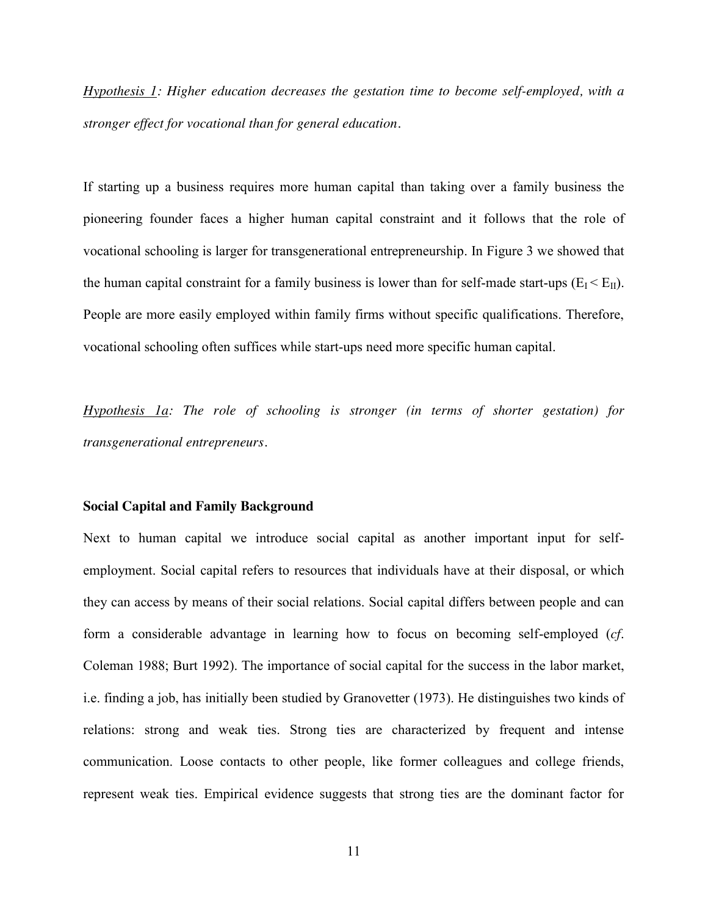*<u>Hypothesis 1</u>: Higher education decreases the gestation time to become self-employed, with a stronger effect for vocational than for general education.*

If starting up a business requires more human capital than taking over a family business the pioneering founder faces a higher human capital constraint and it follows that the role of vocational schooling is larger for transgenerational entrepreneurship. In Figure 3 we showed that the human capital constraint for a family business is lower than for self-made start-ups ($E_I < E_{II}$). People are more easily employed within family firms without specific qualifications. Therefore, vocational schooling often suffices while start-ups need more specific human capital.

*<u>Hypothesis 1a</u>: The role of schooling is stronger (in terms of shorter gestation) for transgenerational entrepreneurs.*

**Social Capital and Family Background**

Next to human capital we introduce social capital as another important input for self-employment. Social capital refers to resources that individuals have at their disposal, or which they can access by means of their social relations. Social capital differs between people and can form a considerable advantage in learning how to focus on becoming self-employed (*cf*. Coleman 1988; Burt 1992). The importance of social capital for the success in the labor market, i.e. finding a job, has initially been studied by Granovetter (1973). He distinguishes two kinds of relations: strong and weak ties. Strong ties are characterized by frequent and intense communication. Loose contacts to other people, like former colleagues and college friends, represent weak ties. Empirical evidence suggests that strong ties are the dominant factor for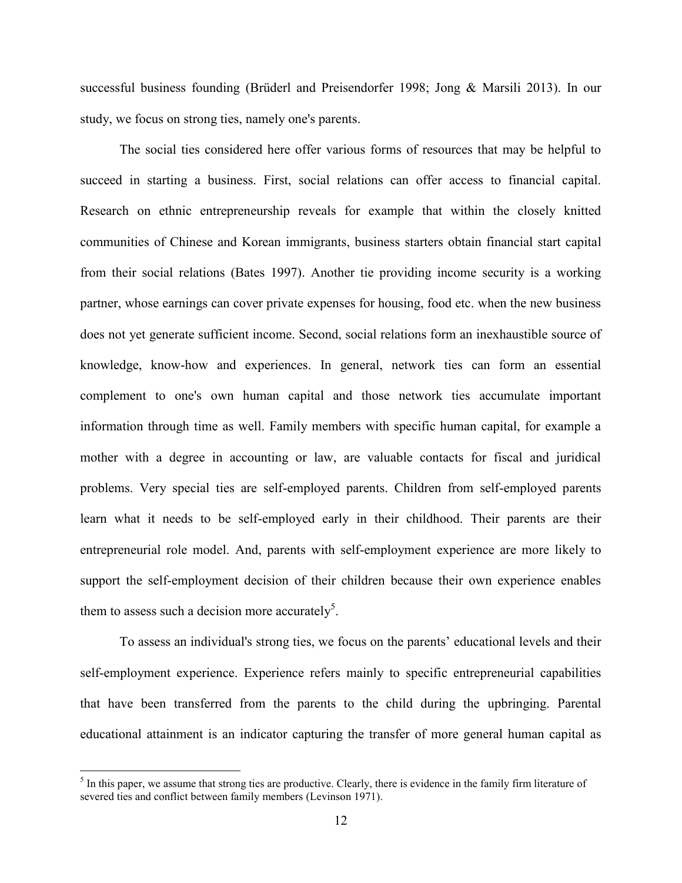successful business founding (Brüderl and Preisendorfer 1998; Jong & Marsili 2013). In our study, we focus on strong ties, namely one's parents.

The social ties considered here offer various forms of resources that may be helpful to succeed in starting a business. First, social relations can offer access to financial capital. Research on ethnic entrepreneurship reveals for example that within the closely knitted communities of Chinese and Korean immigrants, business starters obtain financial start capital from their social relations (Bates 1997). Another tie providing income security is a working partner, whose earnings can cover private expenses for housing, food etc. when the new business does not yet generate sufficient income. Second, social relations form an inexhaustible source of knowledge, know-how and experiences. In general, network ties can form an essential complement to one's own human capital and those network ties accumulate important information through time as well. Family members with specific human capital, for example a mother with a degree in accounting or law, are valuable contacts for fiscal and juridical problems. Very special ties are self-employed parents. Children from self-employed parents learn what it needs to be self-employed early in their childhood. Their parents are their entrepreneurial role model. And, parents with self-employment experience are more likely to support the self-employment decision of their children because their own experience enables them to assess such a decision more accurately[5].

To assess an individual's strong ties, we focus on the parents' educational levels and their self-employment experience. Experience refers mainly to specific entrepreneurial capabilities that have been transferred from the parents to the child during the upbringing. Parental educational attainment is an indicator capturing the transfer of more general human capital as

[5] In this paper, we assume that strong ties are productive. Clearly, there is evidence in the family firm literature of severed ties and conflict between family members (Levinson 1971).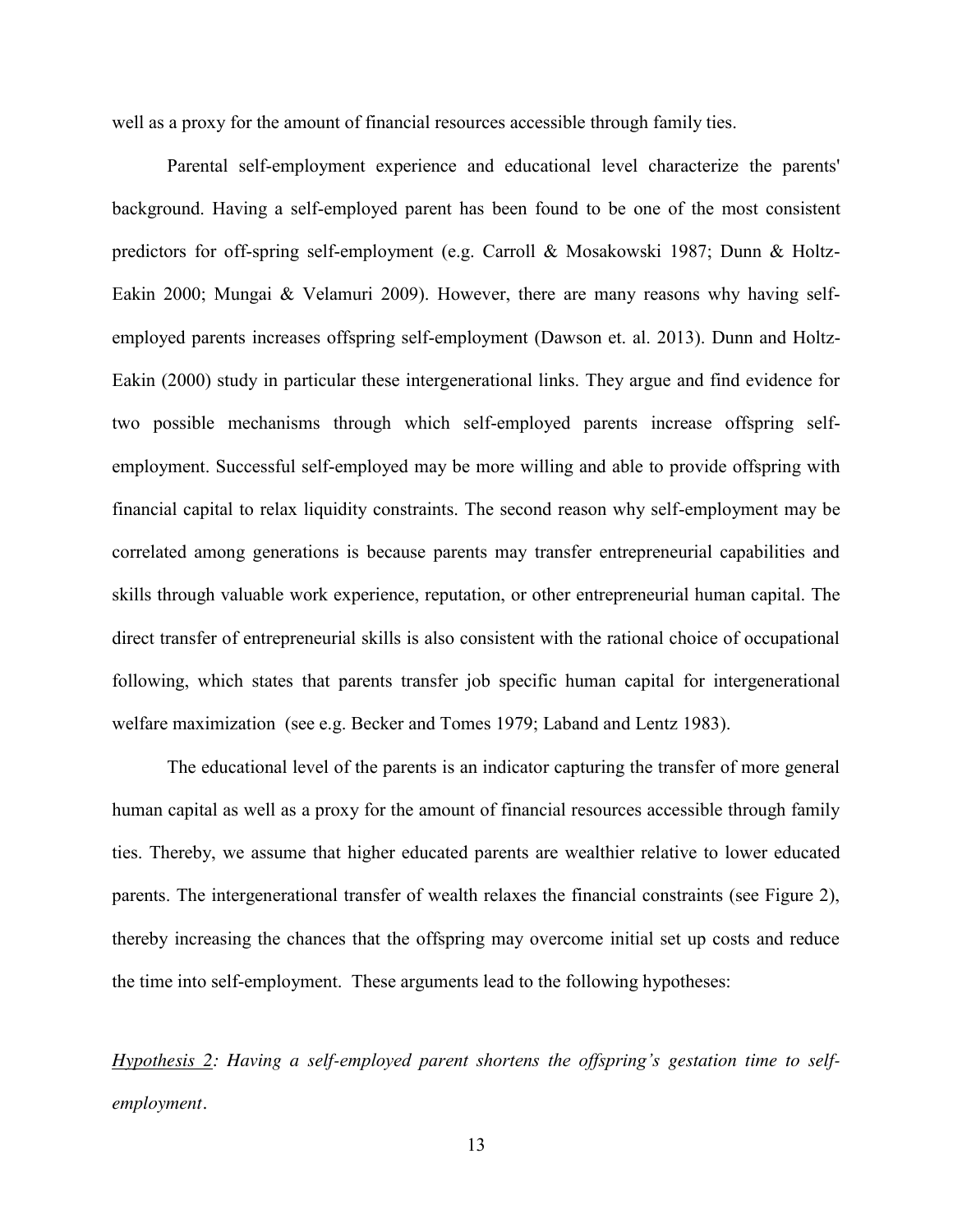well as a proxy for the amount of financial resources accessible through family ties.

Parental self-employment experience and educational level characterize the parents' background. Having a self-employed parent has been found to be one of the most consistent predictors for off-spring self-employment (e.g. Carroll & Mosakowski 1987; Dunn & Holtz-Eakin 2000; Mungai & Velamuri 2009). However, there are many reasons why having self-employed parents increases offspring self-employment (Dawson et. al. 2013). Dunn and Holtz-Eakin (2000) study in particular these intergenerational links. They argue and find evidence for two possible mechanisms through which self-employed parents increase offspring self-employment. Successful self-employed may be more willing and able to provide offspring with financial capital to relax liquidity constraints. The second reason why self-employment may be correlated among generations is because parents may transfer entrepreneurial capabilities and skills through valuable work experience, reputation, or other entrepreneurial human capital. The direct transfer of entrepreneurial skills is also consistent with the rational choice of occupational following, which states that parents transfer job specific human capital for intergenerational welfare maximization (see e.g. Becker and Tomes 1979; Laband and Lentz 1983).

The educational level of the parents is an indicator capturing the transfer of more general human capital as well as a proxy for the amount of financial resources accessible through family ties. Thereby, we assume that higher educated parents are wealthier relative to lower educated parents. The intergenerational transfer of wealth relaxes the financial constraints (see Figure 2), thereby increasing the chances that the offspring may overcome initial set up costs and reduce the time into self-employment. These arguments lead to the following hypotheses:

*<u>Hypothesis 2</u>: Having a self-employed parent shortens the offspring's gestation time to self-employment*.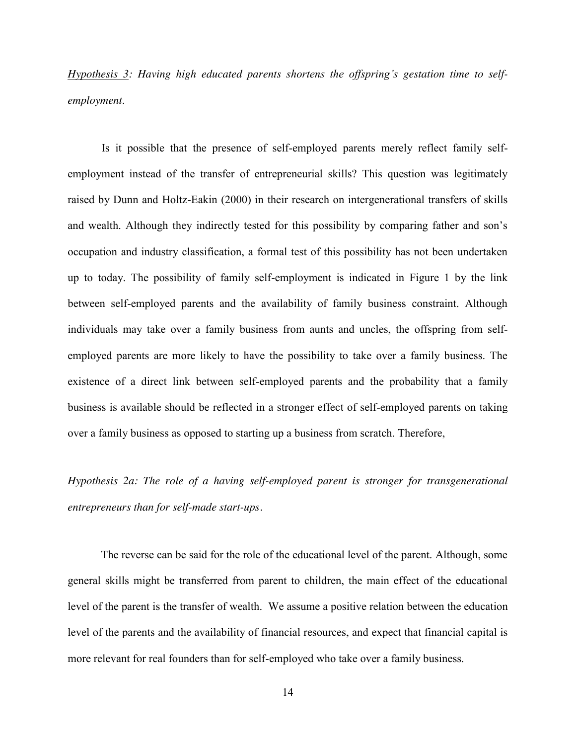*<u>Hypothesis 3</u>: Having high educated parents shortens the offspring's gestation time to self-employment.*

Is it possible that the presence of self-employed parents merely reflect family self-employment instead of the transfer of entrepreneurial skills? This question was legitimately raised by Dunn and Holtz-Eakin (2000) in their research on intergenerational transfers of skills and wealth. Although they indirectly tested for this possibility by comparing father and son's occupation and industry classification, a formal test of this possibility has not been undertaken up to today. The possibility of family self-employment is indicated in Figure 1 by the link between self-employed parents and the availability of family business constraint. Although individuals may take over a family business from aunts and uncles, the offspring from self-employed parents are more likely to have the possibility to take over a family business. The existence of a direct link between self-employed parents and the probability that a family business is available should be reflected in a stronger effect of self-employed parents on taking over a family business as opposed to starting up a business from scratch. Therefore,

*<u>Hypothesis 2a</u>: The role of a having self-employed parent is stronger for transgenerational entrepreneurs than for self-made start-ups.*

The reverse can be said for the role of the educational level of the parent. Although, some general skills might be transferred from parent to children, the main effect of the educational level of the parent is the transfer of wealth. We assume a positive relation between the education level of the parents and the availability of financial resources, and expect that financial capital is more relevant for real founders than for self-employed who take over a family business.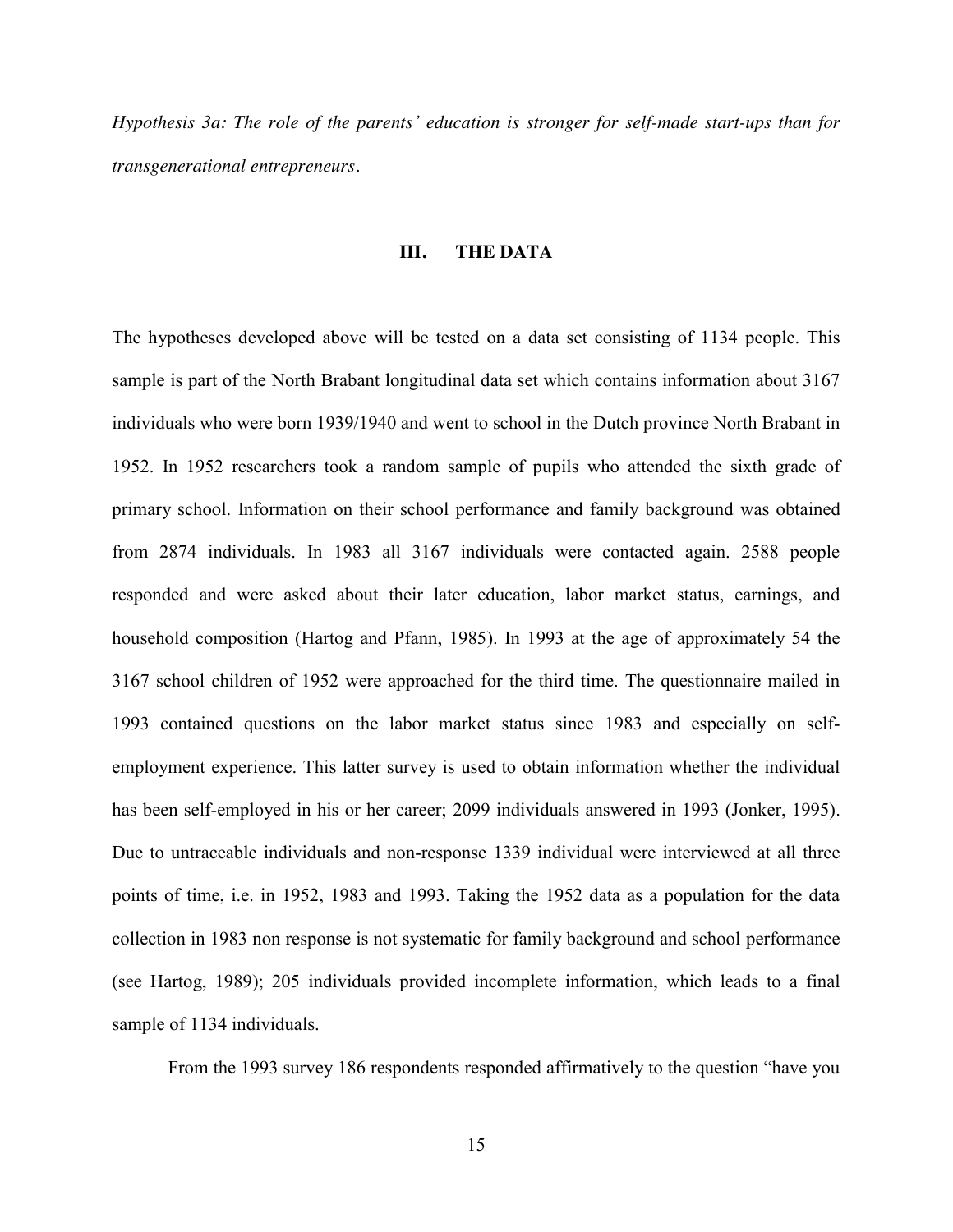<u>Hypothesis 3a</u>: *The role of the parents' education is stronger for self-made start-ups than for transgenerational entrepreneurs*.

## III. THE DATA

The hypotheses developed above will be tested on a data set consisting of 1134 people. This sample is part of the North Brabant longitudinal data set which contains information about 3167 individuals who were born 1939/1940 and went to school in the Dutch province North Brabant in 1952. In 1952 researchers took a random sample of pupils who attended the sixth grade of primary school. Information on their school performance and family background was obtained from 2874 individuals. In 1983 all 3167 individuals were contacted again. 2588 people responded and were asked about their later education, labor market status, earnings, and household composition (Hartog and Pfann, 1985). In 1993 at the age of approximately 54 the 3167 school children of 1952 were approached for the third time. The questionnaire mailed in 1993 contained questions on the labor market status since 1983 and especially on self-employment experience. This latter survey is used to obtain information whether the individual has been self-employed in his or her career; 2099 individuals answered in 1993 (Jonker, 1995). Due to untraceable individuals and non-response 1339 individual were interviewed at all three points of time, i.e. in 1952, 1983 and 1993. Taking the 1952 data as a population for the data collection in 1983 non response is not systematic for family background and school performance (see Hartog, 1989); 205 individuals provided incomplete information, which leads to a final sample of 1134 individuals.

From the 1993 survey 186 respondents responded affirmatively to the question "have you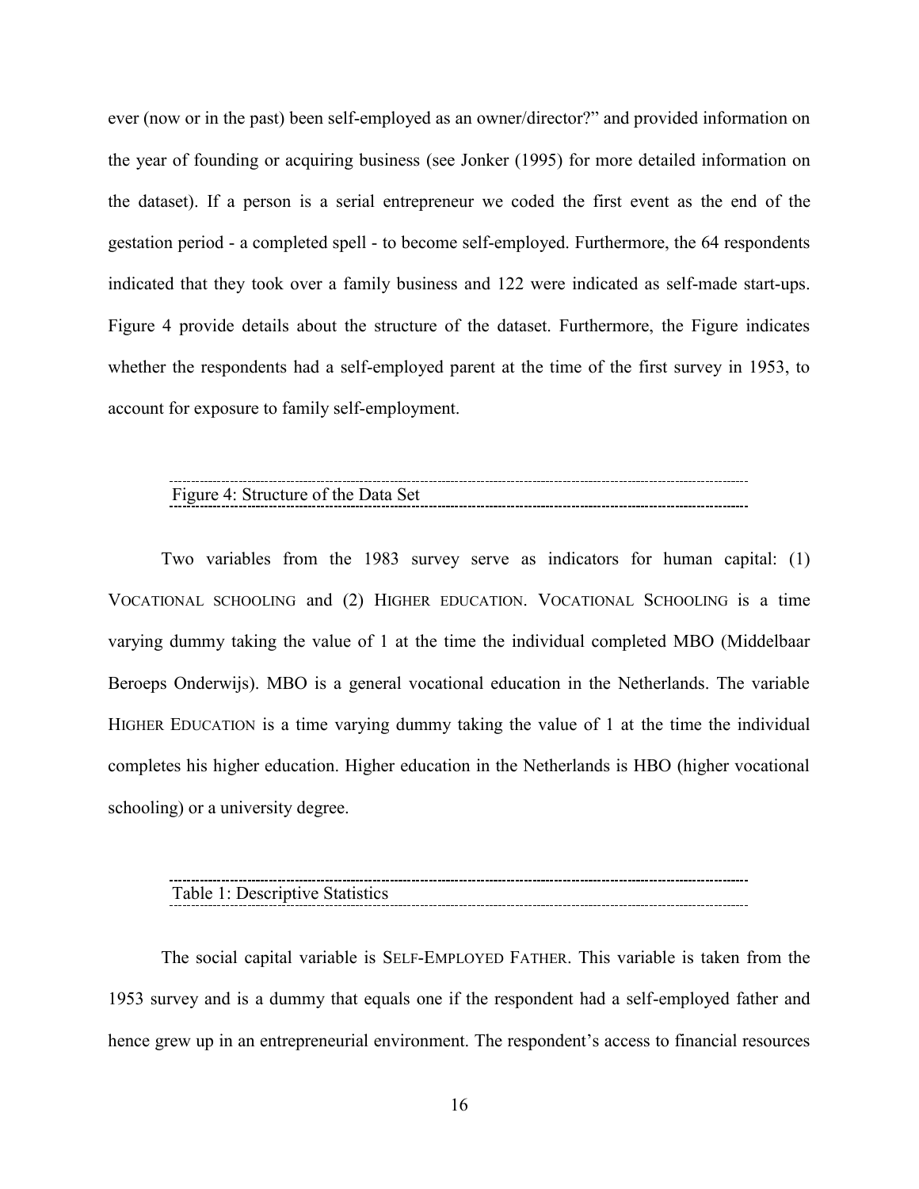ever (now or in the past) been self-employed as an owner/director?" and provided information on the year of founding or acquiring business (see Jonker (1995) for more detailed information on the dataset). If a person is a serial entrepreneur we coded the first event as the end of the gestation period - a completed spell - to become self-employed. Furthermore, the 64 respondents indicated that they took over a family business and 122 were indicated as self-made start-ups. Figure 4 provide details about the structure of the dataset. Furthermore, the Figure indicates whether the respondents had a self-employed parent at the time of the first survey in 1953, to account for exposure to family self-employment.

Figure 4: Structure of the Data Set

Two variables from the 1983 survey serve as indicators for human capital: (1) VOCATIONAL SCHOOLING and (2) HIGHER EDUCATION. VOCATIONAL SCHOOLING is a time varying dummy taking the value of 1 at the time the individual completed MBO (Middelbaar Beroeps Onderwijs). MBO is a general vocational education in the Netherlands. The variable HIGHER EDUCATION is a time varying dummy taking the value of 1 at the time the individual completes his higher education. Higher education in the Netherlands is HBO (higher vocational schooling) or a university degree.

Table 1: Descriptive Statistics

The social capital variable is SELF-EMPLOYED FATHER. This variable is taken from the 1953 survey and is a dummy that equals one if the respondent had a self-employed father and hence grew up in an entrepreneurial environment. The respondent's access to financial resources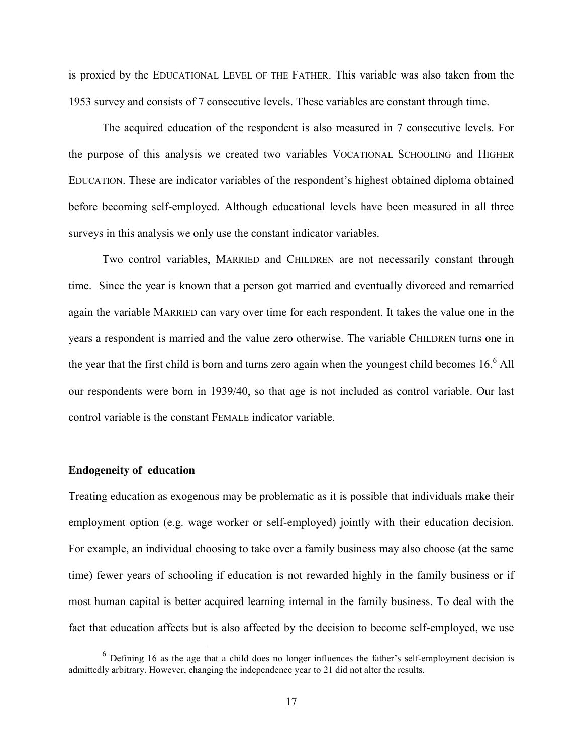is proxied by the EDUCATIONAL LEVEL OF THE FATHER. This variable was also taken from the 1953 survey and consists of 7 consecutive levels. These variables are constant through time.

The acquired education of the respondent is also measured in 7 consecutive levels. For the purpose of this analysis we created two variables VOCATIONAL SCHOOLING and HIGHER EDUCATION. These are indicator variables of the respondent's highest obtained diploma obtained before becoming self-employed. Although educational levels have been measured in all three surveys in this analysis we only use the constant indicator variables.

Two control variables, MARRIED and CHILDREN are not necessarily constant through time. Since the year is known that a person got married and eventually divorced and remarried again the variable MARRIED can vary over time for each respondent. It takes the value one in the years a respondent is married and the value zero otherwise. The variable CHILDREN turns one in the year that the first child is born and turns zero again when the youngest child becomes 16.[6] All our respondents were born in 1939/40, so that age is not included as control variable. Our last control variable is the constant FEMALE indicator variable.

**Endogeneity of education**

Treating education as exogenous may be problematic as it is possible that individuals make their employment option (e.g. wage worker or self-employed) jointly with their education decision. For example, an individual choosing to take over a family business may also choose (at the same time) fewer years of schooling if education is not rewarded highly in the family business or if most human capital is better acquired learning internal in the family business. To deal with the fact that education affects but is also affected by the decision to become self-employed, we use

[6] Defining 16 as the age that a child does no longer influences the father's self-employment decision is admittedly arbitrary. However, changing the independence year to 21 did not alter the results.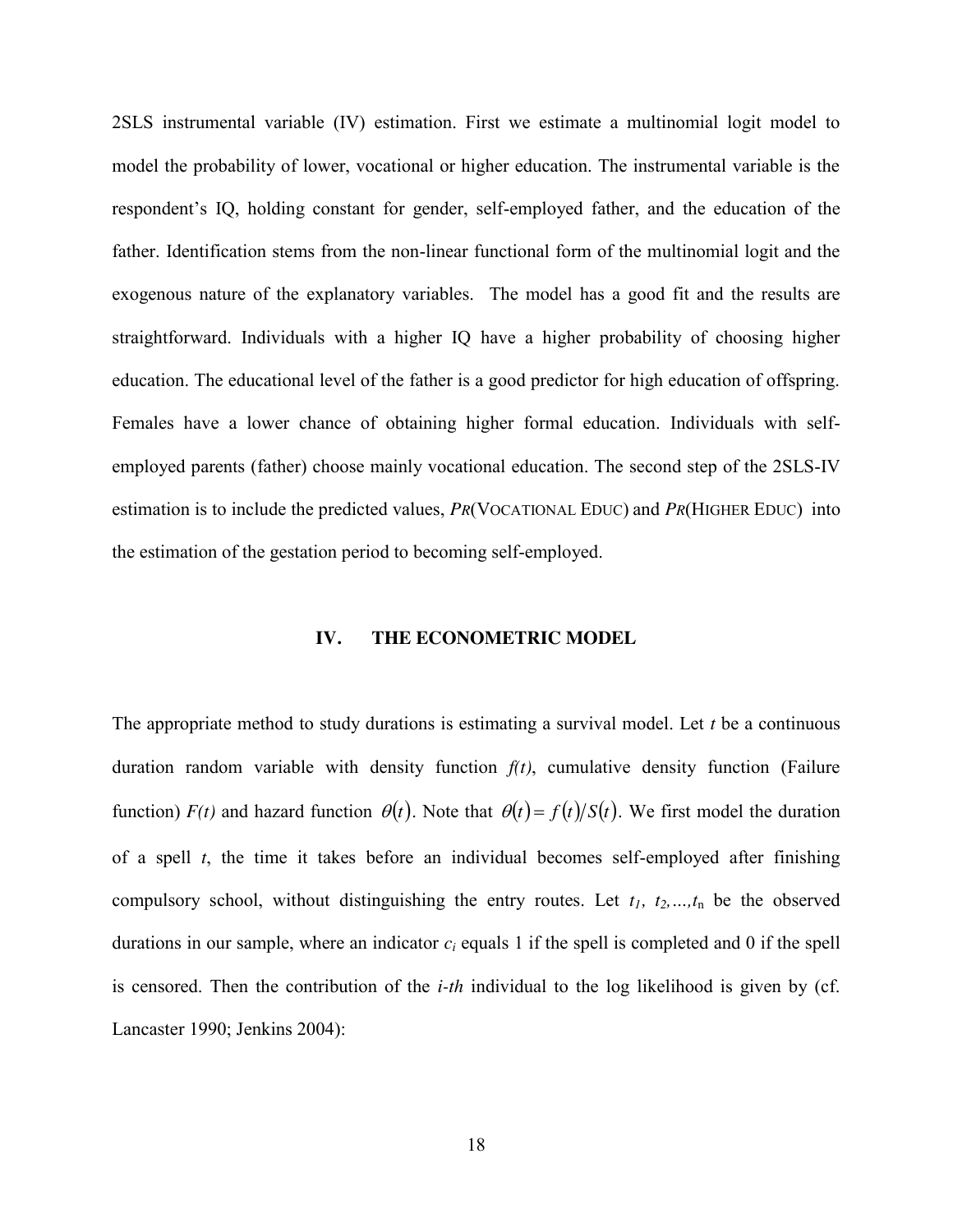2SLS instrumental variable (IV) estimation. First we estimate a multinomial logit model to model the probability of lower, vocational or higher education. The instrumental variable is the respondent's IQ, holding constant for gender, self-employed father, and the education of the father. Identification stems from the non-linear functional form of the multinomial logit and the exogenous nature of the explanatory variables. The model has a good fit and the results are straightforward. Individuals with a higher IQ have a higher probability of choosing higher education. The educational level of the father is a good predictor for high education of offspring. Females have a lower chance of obtaining higher formal education. Individuals with self-employed parents (father) choose mainly vocational education. The second step of the 2SLS-IV estimation is to include the predicted values, *PR*(VOCATIONAL EDUC) and *PR*(HIGHER EDUC) into the estimation of the gestation period to becoming self-employed.

## IV. THE ECONOMETRIC MODEL

The appropriate method to study durations is estimating a survival model. Let $t$ be a continuous duration random variable with density function $f(t)$, cumulative density function (Failure function) $F(t)$ and hazard function $\theta(t)$. Note that $\theta(t) = f(t)/S(t)$. We first model the duration of a spell $t$, the time it takes before an individual becomes self-employed after finishing compulsory school, without distinguishing the entry routes. Let $t_1, t_2, \ldots, t_n$ be the observed durations in our sample, where an indicator $c_i$ equals 1 if the spell is completed and 0 if the spell is censored. Then the contribution of the *i-th* individual to the log likelihood is given by (cf. Lancaster 1990; Jenkins 2004):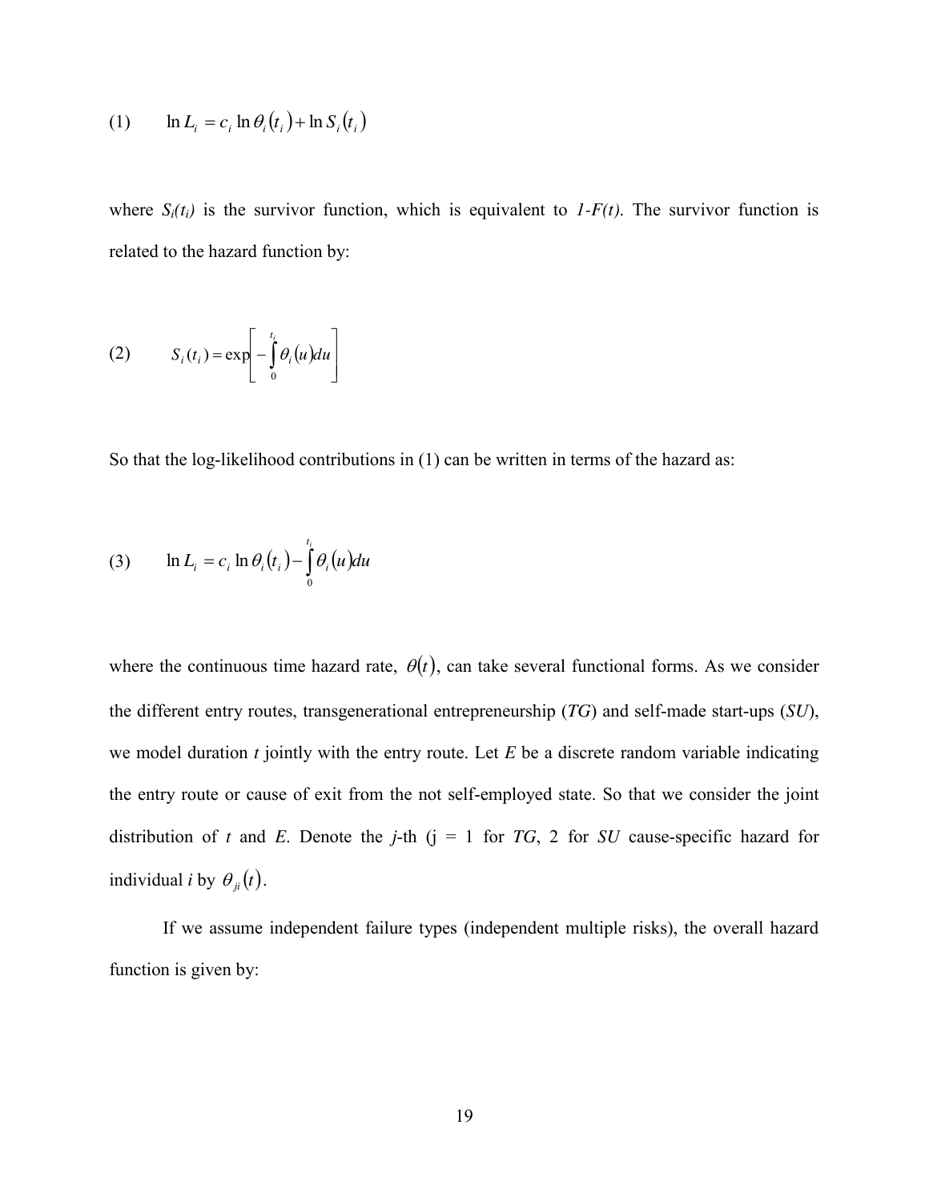$$(1) \qquad \ln L_i = c_i \ln \theta_i(t_i) + \ln S_i(t_i)$$

where $S_i(t_i)$ is the survivor function, which is equivalent to $1\text{-}F(t)$. The survivor function is related to the hazard function by:

$$(2) \qquad S_i(t_i) = \exp\left[ -\int_0^{t_i} \theta_i(u)du \right]$$

So that the log-likelihood contributions in (1) can be written in terms of the hazard as:

$$(3) \qquad \ln L_i = c_i \ln \theta_i(t_i) - \int_0^{t_i} \theta_i(u)du$$

where the continuous time hazard rate, $\theta(t)$, can take several functional forms. As we consider the different entry routes, transgenerational entrepreneurship (*TG*) and self-made start-ups (*SU*), we model duration *t* jointly with the entry route. Let *E* be a discrete random variable indicating the entry route or cause of exit from the not self-employed state. So that we consider the joint distribution of *t* and *E*. Denote the *j*-th (j = 1 for *TG*, 2 for *SU* cause-specific hazard for individual *i* by $\theta_{ji}(t)$.

If we assume independent failure types (independent multiple risks), the overall hazard function is given by: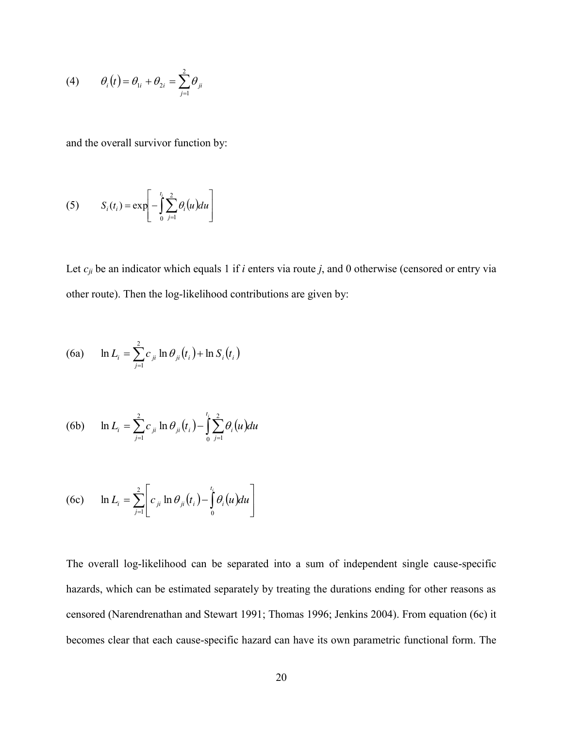$$\text{(4)} \qquad \theta_i(t) = \theta_{1i} + \theta_{2i} = \sum_{j=1}^{2} \theta_{ji}$$

and the overall survivor function by:

$$\text{(5)} \qquad S_i(t_i) = \exp\left[ -\int_0^{t_i} \sum_{j=1}^{2} \theta_i(u) du \right]$$

Let $c_{ji}$ be an indicator which equals 1 if *i* enters via route *j*, and 0 otherwise (censored or entry via other route). Then the log-likelihood contributions are given by:

$$\text{(6a)} \qquad \ln L_i = \sum_{j=1}^{2} c_{ji} \ln \theta_{ji}(t_i) + \ln S_i(t_i)$$

$$\text{(6b)} \qquad \ln L_i = \sum_{j=1}^{2} c_{ji} \ln \theta_{ji}(t_i) - \int_0^{t_i} \sum_{j=1}^{2} \theta_i(u) du$$

$$\text{(6c)} \qquad \ln L_i = \sum_{j=1}^{2} \left[ c_{ji} \ln \theta_{ji}(t_i) - \int_0^{t_i} \theta_i(u) du \right]$$

The overall log-likelihood can be separated into a sum of independent single cause-specific hazards, which can be estimated separately by treating the durations ending for other reasons as censored (Narendrenathan and Stewart 1991; Thomas 1996; Jenkins 2004). From equation (6c) it becomes clear that each cause-specific hazard can have its own parametric functional form. The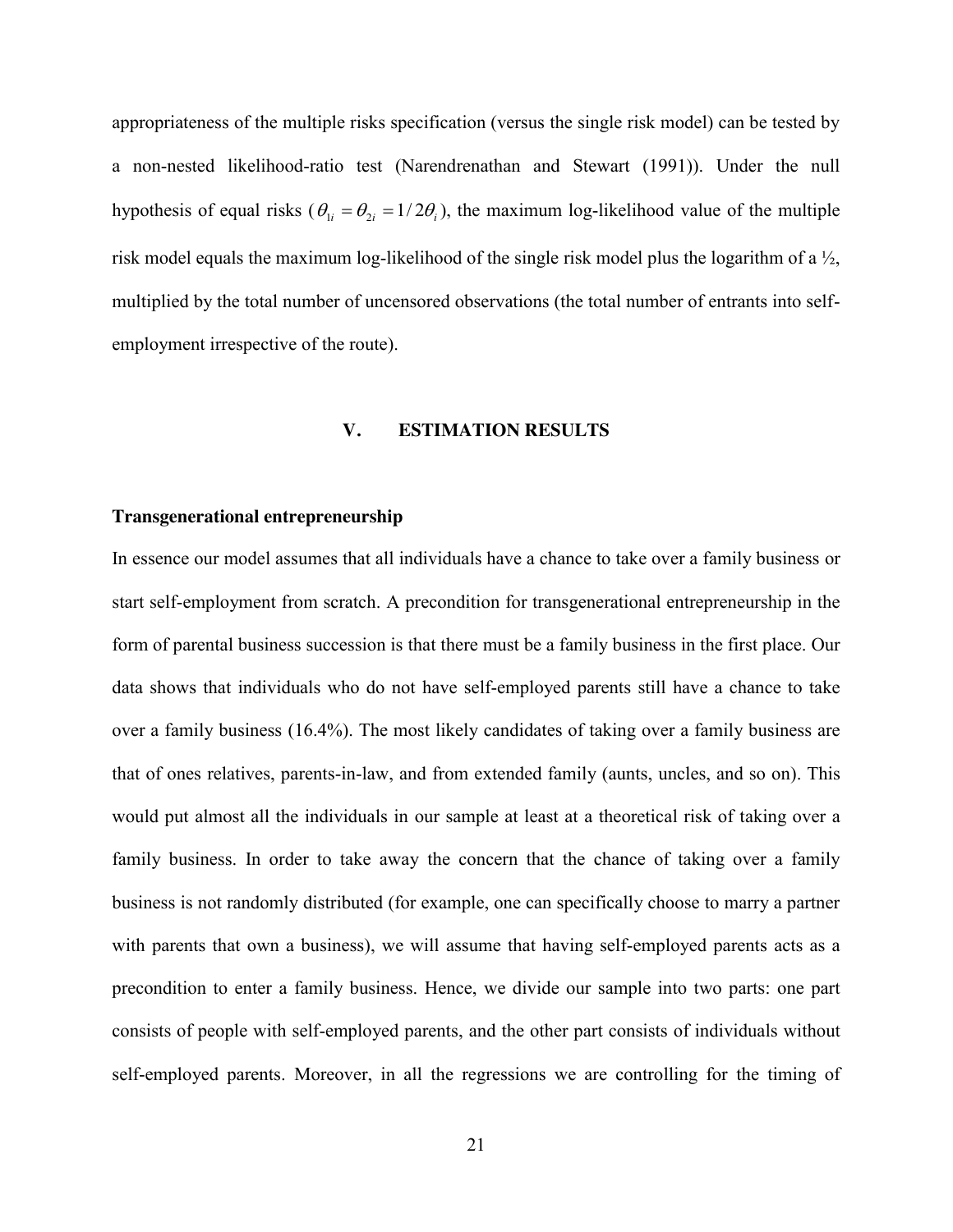appropriateness of the multiple risks specification (versus the single risk model) can be tested by a non-nested likelihood-ratio test (Narendrenathan and Stewart (1991)). Under the null hypothesis of equal risks ($\theta_{1i} = \theta_{2i} = 1/2\theta_i$), the maximum log-likelihood value of the multiple risk model equals the maximum log-likelihood of the single risk model plus the logarithm of a ½, multiplied by the total number of uncensored observations (the total number of entrants into self-employment irrespective of the route).

## V. ESTIMATION RESULTS

### Transgenerational entrepreneurship

In essence our model assumes that all individuals have a chance to take over a family business or start self-employment from scratch. A precondition for transgenerational entrepreneurship in the form of parental business succession is that there must be a family business in the first place. Our data shows that individuals who do not have self-employed parents still have a chance to take over a family business (16.4%). The most likely candidates of taking over a family business are that of ones relatives, parents-in-law, and from extended family (aunts, uncles, and so on). This would put almost all the individuals in our sample at least at a theoretical risk of taking over a family business. In order to take away the concern that the chance of taking over a family business is not randomly distributed (for example, one can specifically choose to marry a partner with parents that own a business), we will assume that having self-employed parents acts as a precondition to enter a family business. Hence, we divide our sample into two parts: one part consists of people with self-employed parents, and the other part consists of individuals without self-employed parents. Moreover, in all the regressions we are controlling for the timing of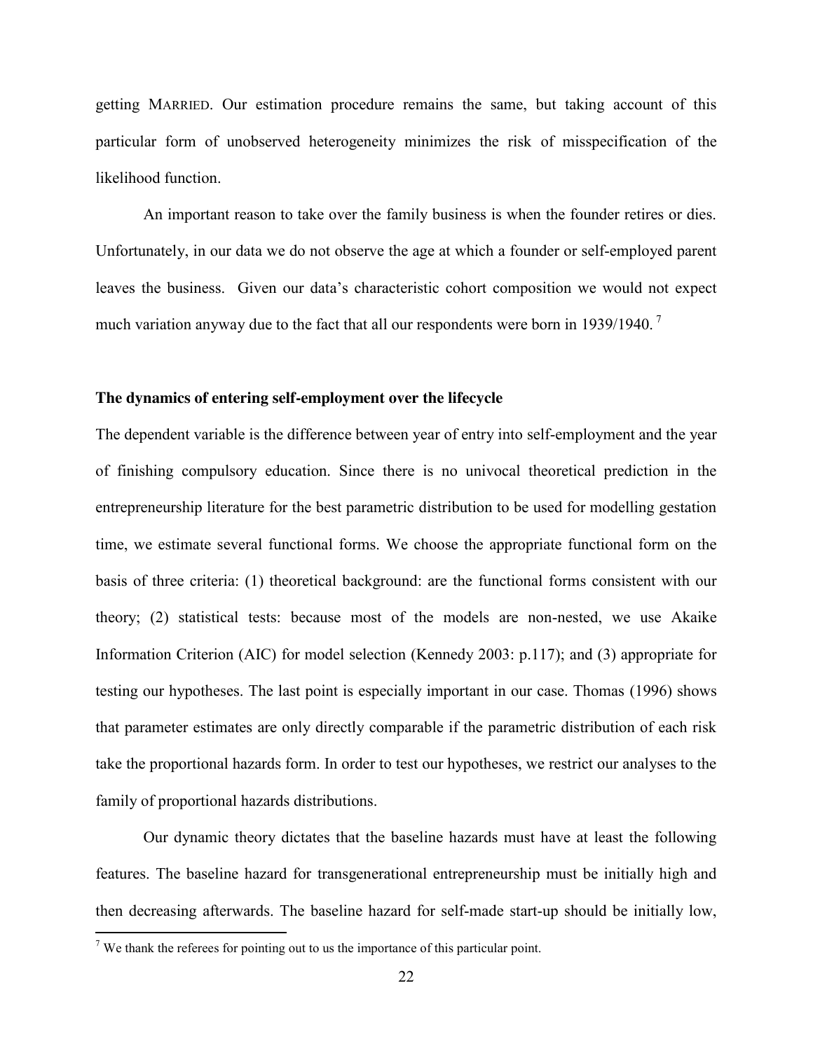getting MARRIED. Our estimation procedure remains the same, but taking account of this particular form of unobserved heterogeneity minimizes the risk of misspecification of the likelihood function.

An important reason to take over the family business is when the founder retires or dies. Unfortunately, in our data we do not observe the age at which a founder or self-employed parent leaves the business. Given our data's characteristic cohort composition we would not expect much variation anyway due to the fact that all our respondents were born in 1939/1940. [7]

**The dynamics of entering self-employment over the lifecycle**

The dependent variable is the difference between year of entry into self-employment and the year of finishing compulsory education. Since there is no univocal theoretical prediction in the entrepreneurship literature for the best parametric distribution to be used for modelling gestation time, we estimate several functional forms. We choose the appropriate functional form on the basis of three criteria: (1) theoretical background: are the functional forms consistent with our theory; (2) statistical tests: because most of the models are non-nested, we use Akaike Information Criterion (AIC) for model selection (Kennedy 2003: p.117); and (3) appropriate for testing our hypotheses. The last point is especially important in our case. Thomas (1996) shows that parameter estimates are only directly comparable if the parametric distribution of each risk take the proportional hazards form. In order to test our hypotheses, we restrict our analyses to the family of proportional hazards distributions.

Our dynamic theory dictates that the baseline hazards must have at least the following features. The baseline hazard for transgenerational entrepreneurship must be initially high and then decreasing afterwards. The baseline hazard for self-made start-up should be initially low,

[7] We thank the referees for pointing out to us the importance of this particular point.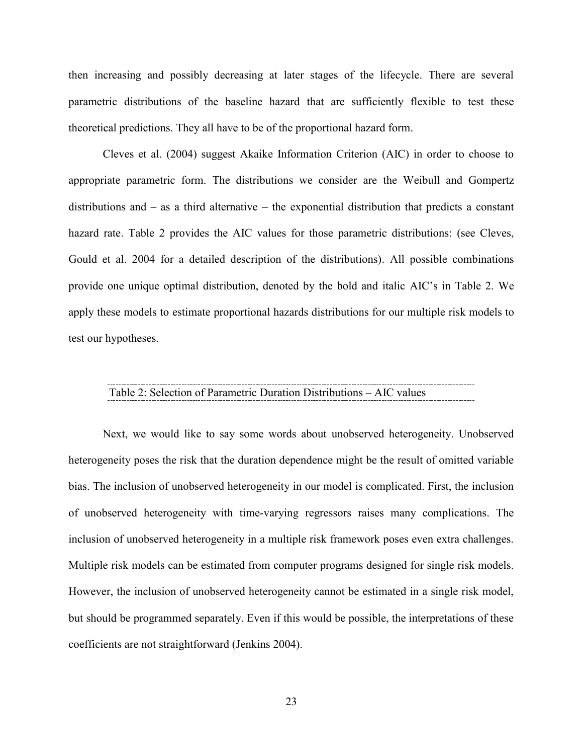then increasing and possibly decreasing at later stages of the lifecycle. There are several parametric distributions of the baseline hazard that are sufficiently flexible to test these theoretical predictions. They all have to be of the proportional hazard form.

Cleves et al. (2004) suggest Akaike Information Criterion (AIC) in order to choose to appropriate parametric form. The distributions we consider are the Weibull and Gompertz distributions and – as a third alternative – the exponential distribution that predicts a constant hazard rate. Table 2 provides the AIC values for those parametric distributions: (see Cleves, Gould et al. 2004 for a detailed description of the distributions). All possible combinations provide one unique optimal distribution, denoted by the bold and italic AIC's in Table 2. We apply these models to estimate proportional hazards distributions for our multiple risk models to test our hypotheses.

Table 2: Selection of Parametric Duration Distributions – AIC values

Next, we would like to say some words about unobserved heterogeneity. Unobserved heterogeneity poses the risk that the duration dependence might be the result of omitted variable bias. The inclusion of unobserved heterogeneity in our model is complicated. First, the inclusion of unobserved heterogeneity with time-varying regressors raises many complications. The inclusion of unobserved heterogeneity in a multiple risk framework poses even extra challenges. Multiple risk models can be estimated from computer programs designed for single risk models. However, the inclusion of unobserved heterogeneity cannot be estimated in a single risk model, but should be programmed separately. Even if this would be possible, the interpretations of these coefficients are not straightforward (Jenkins 2004).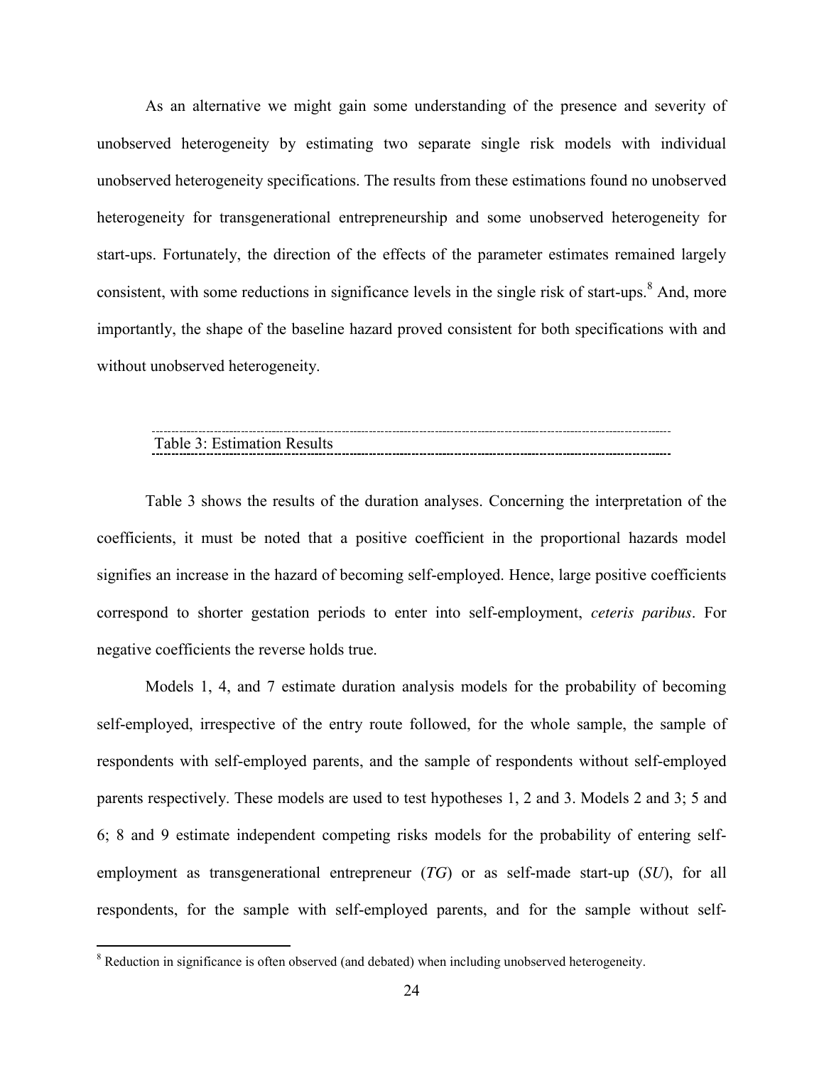As an alternative we might gain some understanding of the presence and severity of unobserved heterogeneity by estimating two separate single risk models with individual unobserved heterogeneity specifications. The results from these estimations found no unobserved heterogeneity for transgenerational entrepreneurship and some unobserved heterogeneity for start-ups. Fortunately, the direction of the effects of the parameter estimates remained largely consistent, with some reductions in significance levels in the single risk of start-ups.[8] And, more importantly, the shape of the baseline hazard proved consistent for both specifications with and without unobserved heterogeneity.

Table 3: Estimation Results

Table 3 shows the results of the duration analyses. Concerning the interpretation of the coefficients, it must be noted that a positive coefficient in the proportional hazards model signifies an increase in the hazard of becoming self-employed. Hence, large positive coefficients correspond to shorter gestation periods to enter into self-employment, *ceteris paribus*. For negative coefficients the reverse holds true.

Models 1, 4, and 7 estimate duration analysis models for the probability of becoming self-employed, irrespective of the entry route followed, for the whole sample, the sample of respondents with self-employed parents, and the sample of respondents without self-employed parents respectively. These models are used to test hypotheses 1, 2 and 3. Models 2 and 3; 5 and 6; 8 and 9 estimate independent competing risks models for the probability of entering self-employment as transgenerational entrepreneur (*TG*) or as self-made start-up (*SU*), for all respondents, for the sample with self-employed parents, and for the sample without self-

[8] Reduction in significance is often observed (and debated) when including unobserved heterogeneity.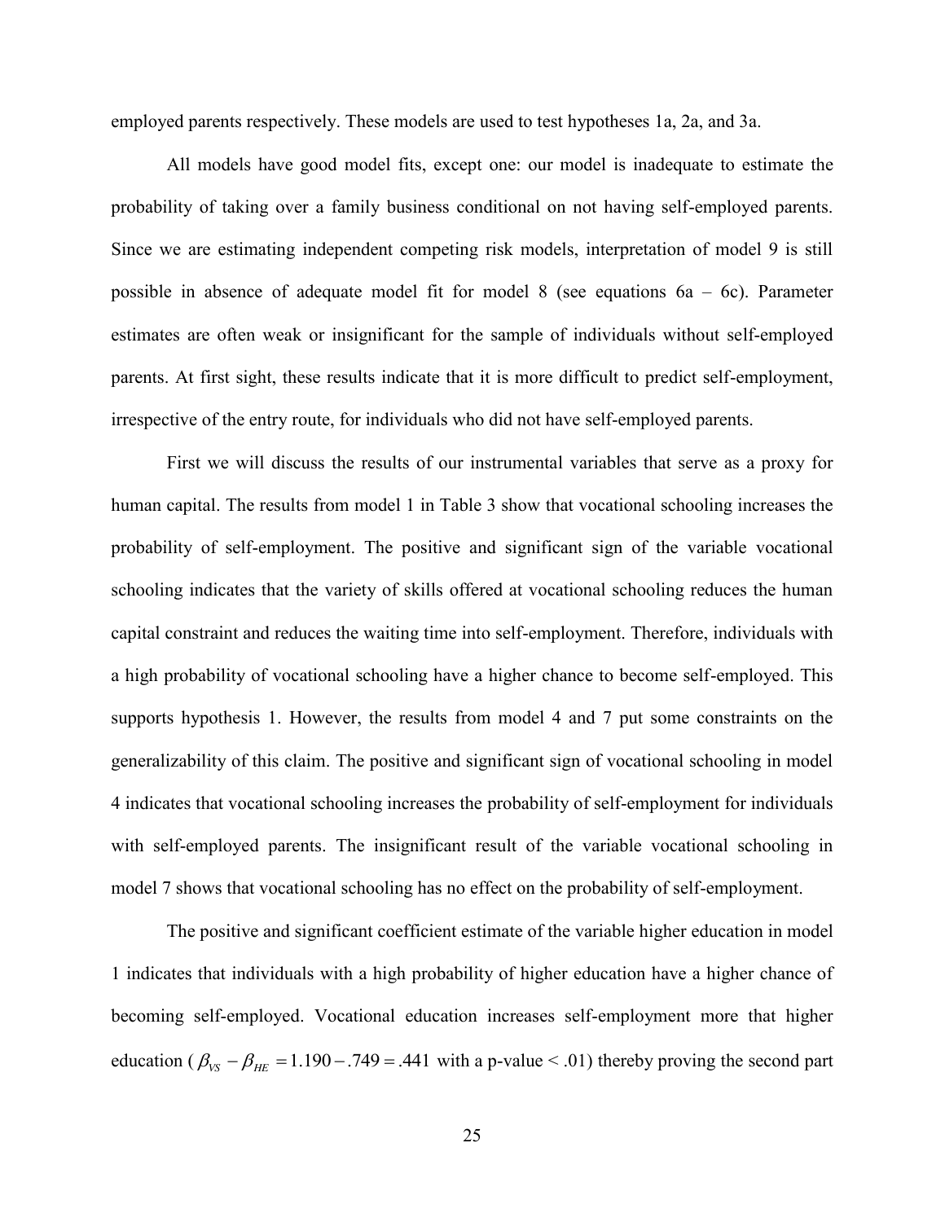employed parents respectively. These models are used to test hypotheses 1a, 2a, and 3a.

All models have good model fits, except one: our model is inadequate to estimate the probability of taking over a family business conditional on not having self-employed parents. Since we are estimating independent competing risk models, interpretation of model 9 is still possible in absence of adequate model fit for model 8 (see equations 6a – 6c). Parameter estimates are often weak or insignificant for the sample of individuals without self-employed parents. At first sight, these results indicate that it is more difficult to predict self-employment, irrespective of the entry route, for individuals who did not have self-employed parents.

First we will discuss the results of our instrumental variables that serve as a proxy for human capital. The results from model 1 in Table 3 show that vocational schooling increases the probability of self-employment. The positive and significant sign of the variable vocational schooling indicates that the variety of skills offered at vocational schooling reduces the human capital constraint and reduces the waiting time into self-employment. Therefore, individuals with a high probability of vocational schooling have a higher chance to become self-employed. This supports hypothesis 1. However, the results from model 4 and 7 put some constraints on the generalizability of this claim. The positive and significant sign of vocational schooling in model 4 indicates that vocational schooling increases the probability of self-employment for individuals with self-employed parents. The insignificant result of the variable vocational schooling in model 7 shows that vocational schooling has no effect on the probability of self-employment.

The positive and significant coefficient estimate of the variable higher education in model 1 indicates that individuals with a high probability of higher education have a higher chance of becoming self-employed. Vocational education increases self-employment more that higher education ($\beta_{VS} - \beta_{HE} = 1.190 - .749 = .441$ with a p-value < .01) thereby proving the second part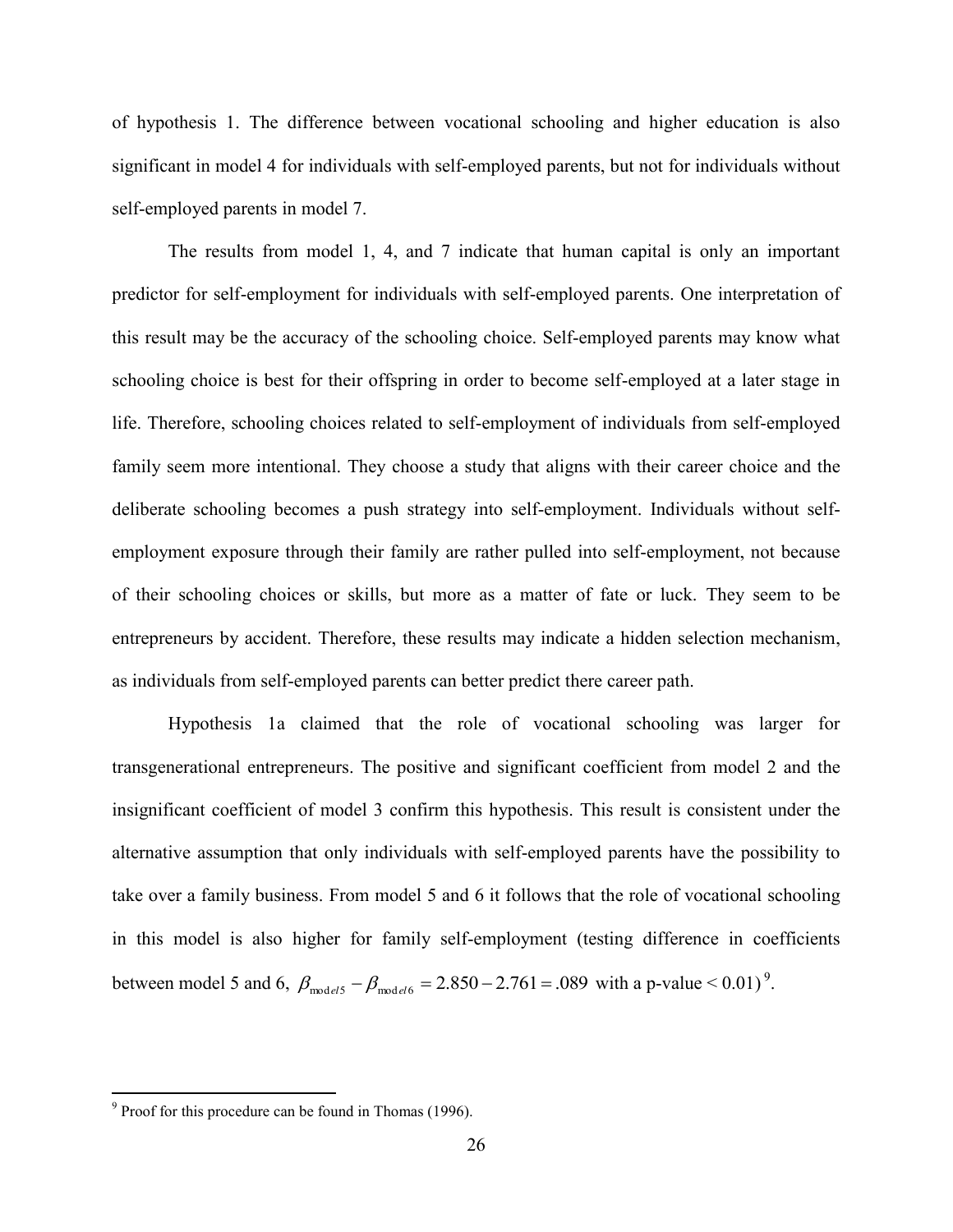of hypothesis 1. The difference between vocational schooling and higher education is also significant in model 4 for individuals with self-employed parents, but not for individuals without self-employed parents in model 7.

The results from model 1, 4, and 7 indicate that human capital is only an important predictor for self-employment for individuals with self-employed parents. One interpretation of this result may be the accuracy of the schooling choice. Self-employed parents may know what schooling choice is best for their offspring in order to become self-employed at a later stage in life. Therefore, schooling choices related to self-employment of individuals from self-employed family seem more intentional. They choose a study that aligns with their career choice and the deliberate schooling becomes a push strategy into self-employment. Individuals without self-employment exposure through their family are rather pulled into self-employment, not because of their schooling choices or skills, but more as a matter of fate or luck. They seem to be entrepreneurs by accident. Therefore, these results may indicate a hidden selection mechanism, as individuals from self-employed parents can better predict there career path.

Hypothesis 1a claimed that the role of vocational schooling was larger for transgenerational entrepreneurs. The positive and significant coefficient from model 2 and the insignificant coefficient of model 3 confirm this hypothesis. This result is consistent under the alternative assumption that only individuals with self-employed parents have the possibility to take over a family business. From model 5 and 6 it follows that the role of vocational schooling in this model is also higher for family self-employment (testing difference in coefficients between model 5 and 6, $\beta_{model5} - \beta_{model6} = 2.850 - 2.761 = .089$ with a p-value < 0.01)[9].

[9] Proof for this procedure can be found in Thomas (1996).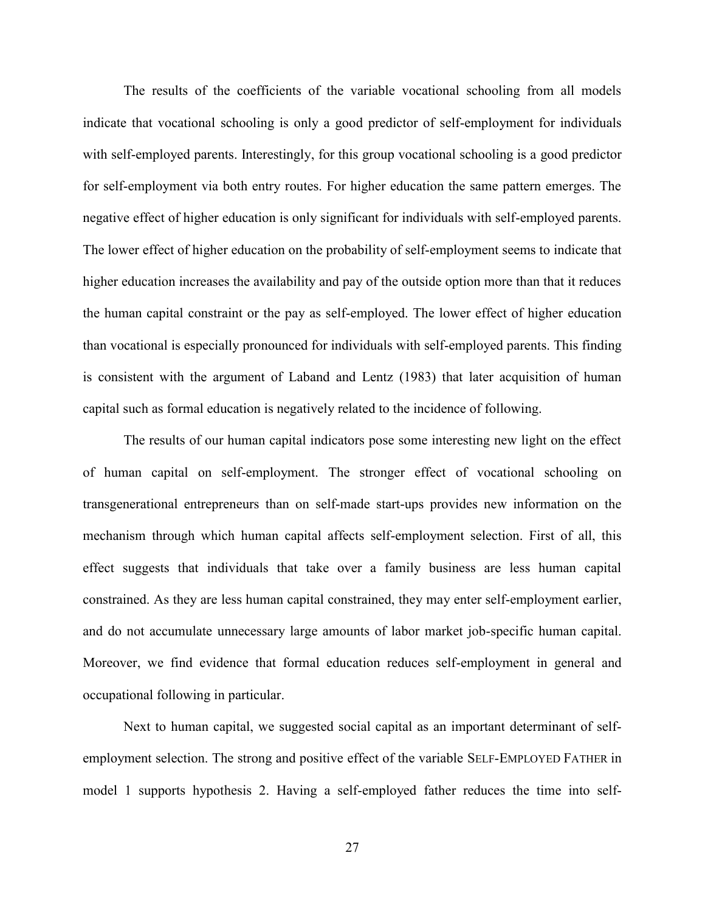The results of the coefficients of the variable vocational schooling from all models indicate that vocational schooling is only a good predictor of self-employment for individuals with self-employed parents. Interestingly, for this group vocational schooling is a good predictor for self-employment via both entry routes. For higher education the same pattern emerges. The negative effect of higher education is only significant for individuals with self-employed parents. The lower effect of higher education on the probability of self-employment seems to indicate that higher education increases the availability and pay of the outside option more than that it reduces the human capital constraint or the pay as self-employed. The lower effect of higher education than vocational is especially pronounced for individuals with self-employed parents. This finding is consistent with the argument of Laband and Lentz (1983) that later acquisition of human capital such as formal education is negatively related to the incidence of following.

The results of our human capital indicators pose some interesting new light on the effect of human capital on self-employment. The stronger effect of vocational schooling on transgenerational entrepreneurs than on self-made start-ups provides new information on the mechanism through which human capital affects self-employment selection. First of all, this effect suggests that individuals that take over a family business are less human capital constrained. As they are less human capital constrained, they may enter self-employment earlier, and do not accumulate unnecessary large amounts of labor market job-specific human capital. Moreover, we find evidence that formal education reduces self-employment in general and occupational following in particular.

Next to human capital, we suggested social capital as an important determinant of self-employment selection. The strong and positive effect of the variable SELF-EMPLOYED FATHER in model 1 supports hypothesis 2. Having a self-employed father reduces the time into self-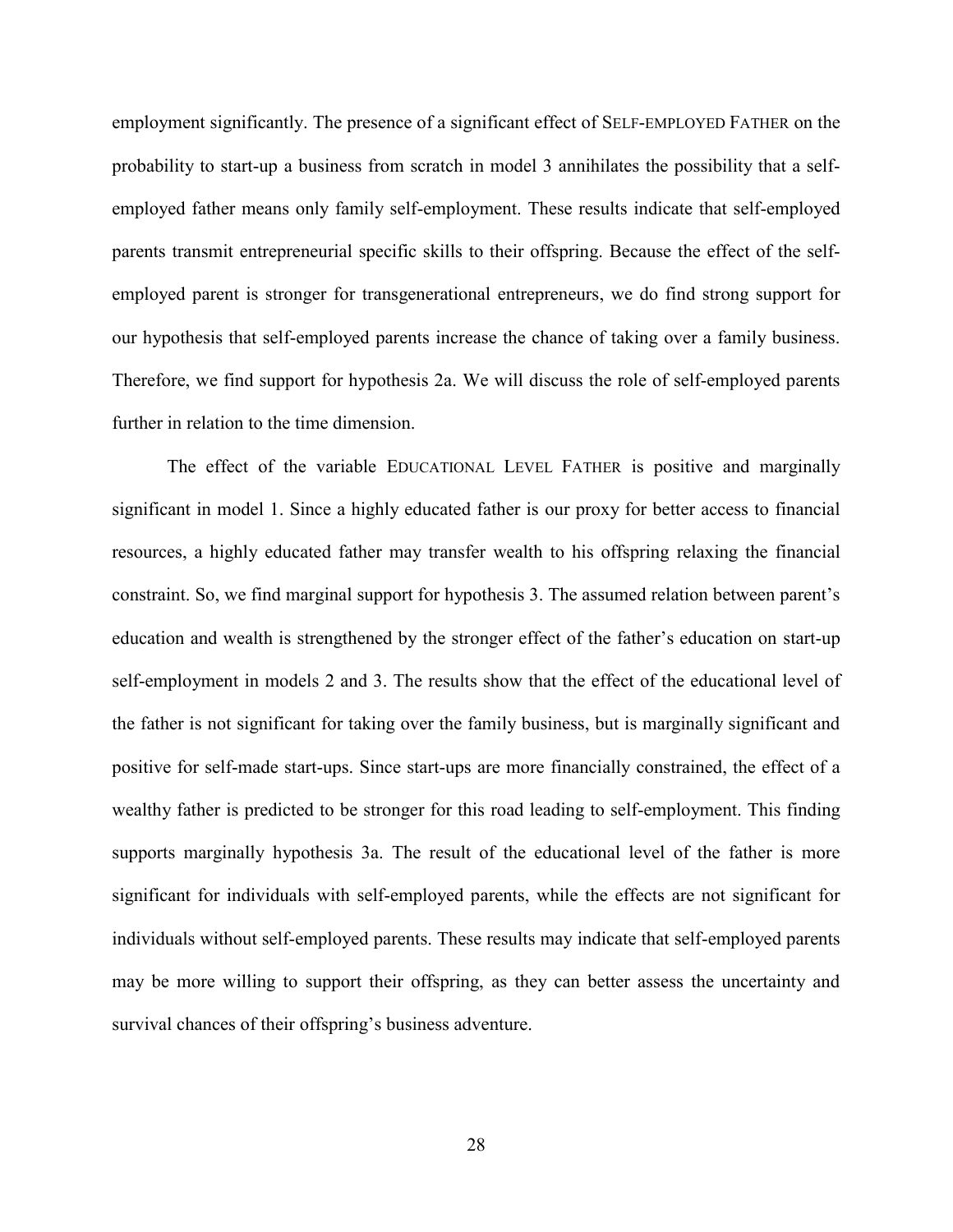employment significantly. The presence of a significant effect of SELF-EMPLOYED FATHER on the probability to start-up a business from scratch in model 3 annihilates the possibility that a self-employed father means only family self-employment. These results indicate that self-employed parents transmit entrepreneurial specific skills to their offspring. Because the effect of the self-employed parent is stronger for transgenerational entrepreneurs, we do find strong support for our hypothesis that self-employed parents increase the chance of taking over a family business. Therefore, we find support for hypothesis 2a. We will discuss the role of self-employed parents further in relation to the time dimension.

The effect of the variable EDUCATIONAL LEVEL FATHER is positive and marginally significant in model 1. Since a highly educated father is our proxy for better access to financial resources, a highly educated father may transfer wealth to his offspring relaxing the financial constraint. So, we find marginal support for hypothesis 3. The assumed relation between parent's education and wealth is strengthened by the stronger effect of the father's education on start-up self-employment in models 2 and 3. The results show that the effect of the educational level of the father is not significant for taking over the family business, but is marginally significant and positive for self-made start-ups. Since start-ups are more financially constrained, the effect of a wealthy father is predicted to be stronger for this road leading to self-employment. This finding supports marginally hypothesis 3a. The result of the educational level of the father is more significant for individuals with self-employed parents, while the effects are not significant for individuals without self-employed parents. These results may indicate that self-employed parents may be more willing to support their offspring, as they can better assess the uncertainty and survival chances of their offspring's business adventure.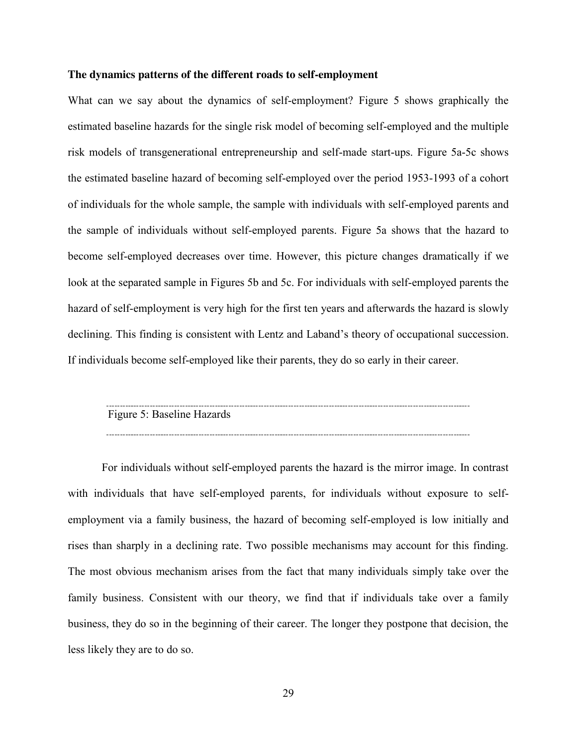**The dynamics patterns of the different roads to self-employment**

What can we say about the dynamics of self-employment? Figure 5 shows graphically the estimated baseline hazards for the single risk model of becoming self-employed and the multiple risk models of transgenerational entrepreneurship and self-made start-ups. Figure 5a-5c shows the estimated baseline hazard of becoming self-employed over the period 1953-1993 of a cohort of individuals for the whole sample, the sample with individuals with self-employed parents and the sample of individuals without self-employed parents. Figure 5a shows that the hazard to become self-employed decreases over time. However, this picture changes dramatically if we look at the separated sample in Figures 5b and 5c. For individuals with self-employed parents the hazard of self-employment is very high for the first ten years and afterwards the hazard is slowly declining. This finding is consistent with Lentz and Laband's theory of occupational succession. If individuals become self-employed like their parents, they do so early in their career.

---

Figure 5: Baseline Hazards

---

For individuals without self-employed parents the hazard is the mirror image. In contrast with individuals that have self-employed parents, for individuals without exposure to self-employment via a family business, the hazard of becoming self-employed is low initially and rises than sharply in a declining rate. Two possible mechanisms may account for this finding. The most obvious mechanism arises from the fact that many individuals simply take over the family business. Consistent with our theory, we find that if individuals take over a family business, they do so in the beginning of their career. The longer they postpone that decision, the less likely they are to do so.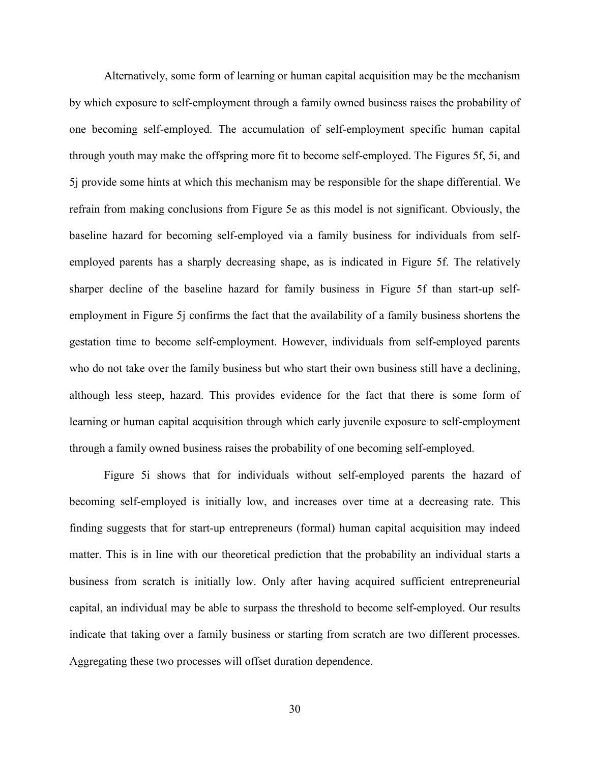Alternatively, some form of learning or human capital acquisition may be the mechanism by which exposure to self-employment through a family owned business raises the probability of one becoming self-employed. The accumulation of self-employment specific human capital through youth may make the offspring more fit to become self-employed. The Figures 5f, 5i, and 5j provide some hints at which this mechanism may be responsible for the shape differential. We refrain from making conclusions from Figure 5e as this model is not significant. Obviously, the baseline hazard for becoming self-employed via a family business for individuals from self-employed parents has a sharply decreasing shape, as is indicated in Figure 5f. The relatively sharper decline of the baseline hazard for family business in Figure 5f than start-up self-employment in Figure 5j confirms the fact that the availability of a family business shortens the gestation time to become self-employment. However, individuals from self-employed parents who do not take over the family business but who start their own business still have a declining, although less steep, hazard. This provides evidence for the fact that there is some form of learning or human capital acquisition through which early juvenile exposure to self-employment through a family owned business raises the probability of one becoming self-employed.

Figure 5i shows that for individuals without self-employed parents the hazard of becoming self-employed is initially low, and increases over time at a decreasing rate. This finding suggests that for start-up entrepreneurs (formal) human capital acquisition may indeed matter. This is in line with our theoretical prediction that the probability an individual starts a business from scratch is initially low. Only after having acquired sufficient entrepreneurial capital, an individual may be able to surpass the threshold to become self-employed. Our results indicate that taking over a family business or starting from scratch are two different processes. Aggregating these two processes will offset duration dependence.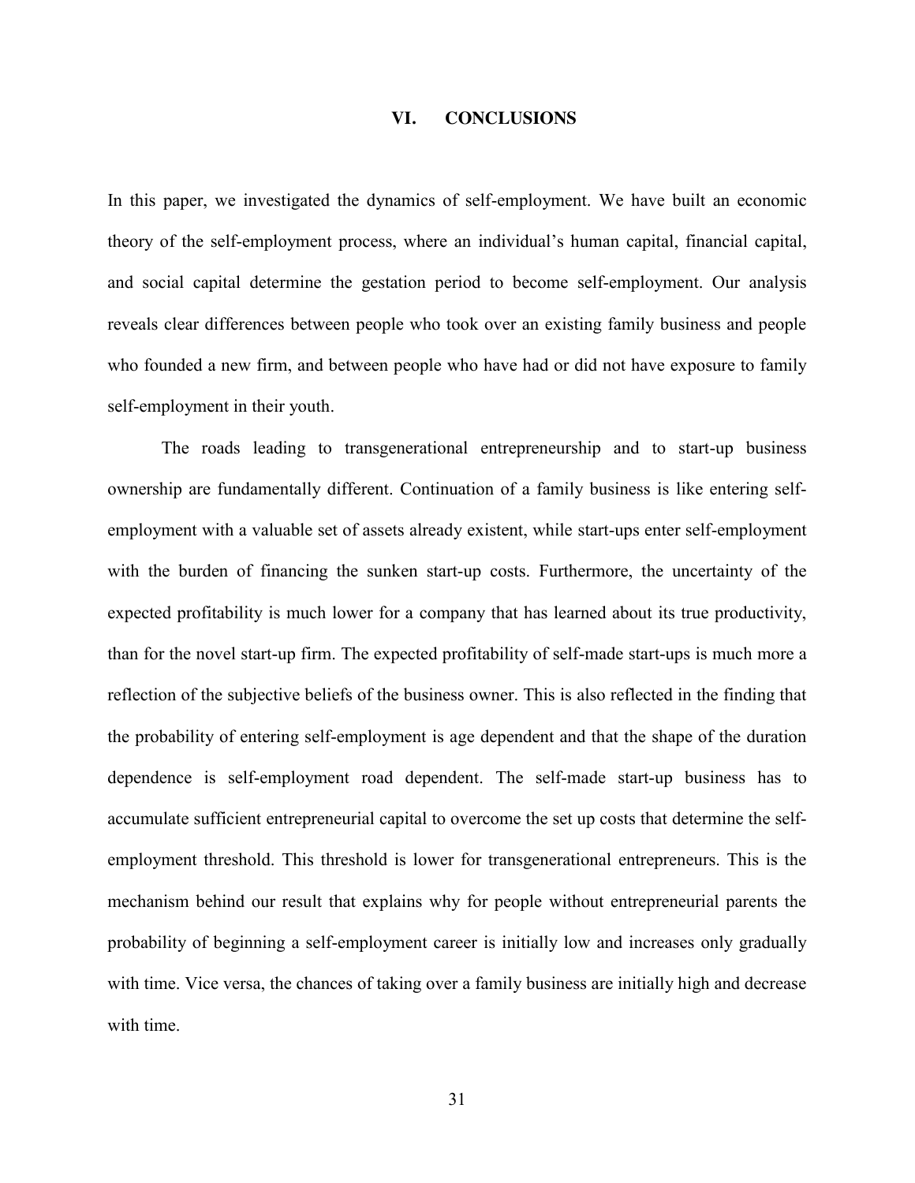## VI. CONCLUSIONS

In this paper, we investigated the dynamics of self-employment. We have built an economic theory of the self-employment process, where an individual's human capital, financial capital, and social capital determine the gestation period to become self-employment. Our analysis reveals clear differences between people who took over an existing family business and people who founded a new firm, and between people who have had or did not have exposure to family self-employment in their youth.

The roads leading to transgenerational entrepreneurship and to start-up business ownership are fundamentally different. Continuation of a family business is like entering self-employment with a valuable set of assets already existent, while start-ups enter self-employment with the burden of financing the sunken start-up costs. Furthermore, the uncertainty of the expected profitability is much lower for a company that has learned about its true productivity, than for the novel start-up firm. The expected profitability of self-made start-ups is much more a reflection of the subjective beliefs of the business owner. This is also reflected in the finding that the probability of entering self-employment is age dependent and that the shape of the duration dependence is self-employment road dependent. The self-made start-up business has to accumulate sufficient entrepreneurial capital to overcome the set up costs that determine the self-employment threshold. This threshold is lower for transgenerational entrepreneurs. This is the mechanism behind our result that explains why for people without entrepreneurial parents the probability of beginning a self-employment career is initially low and increases only gradually with time. Vice versa, the chances of taking over a family business are initially high and decrease with time.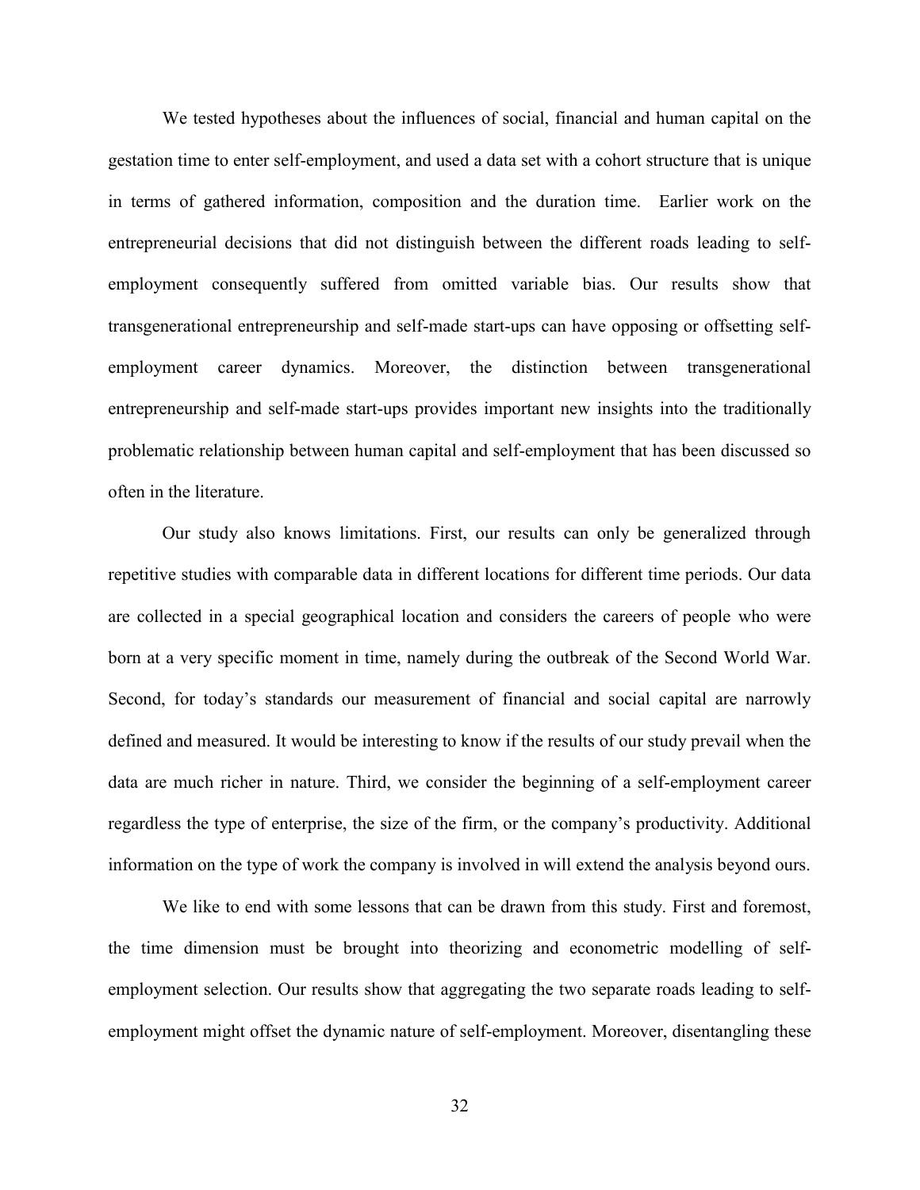We tested hypotheses about the influences of social, financial and human capital on the gestation time to enter self-employment, and used a data set with a cohort structure that is unique in terms of gathered information, composition and the duration time. Earlier work on the entrepreneurial decisions that did not distinguish between the different roads leading to self-employment consequently suffered from omitted variable bias. Our results show that transgenerational entrepreneurship and self-made start-ups can have opposing or offsetting self-employment career dynamics. Moreover, the distinction between transgenerational entrepreneurship and self-made start-ups provides important new insights into the traditionally problematic relationship between human capital and self-employment that has been discussed so often in the literature.

Our study also knows limitations. First, our results can only be generalized through repetitive studies with comparable data in different locations for different time periods. Our data are collected in a special geographical location and considers the careers of people who were born at a very specific moment in time, namely during the outbreak of the Second World War. Second, for today's standards our measurement of financial and social capital are narrowly defined and measured. It would be interesting to know if the results of our study prevail when the data are much richer in nature. Third, we consider the beginning of a self-employment career regardless the type of enterprise, the size of the firm, or the company's productivity. Additional information on the type of work the company is involved in will extend the analysis beyond ours.

We like to end with some lessons that can be drawn from this study. First and foremost, the time dimension must be brought into theorizing and econometric modelling of self-employment selection. Our results show that aggregating the two separate roads leading to self-employment might offset the dynamic nature of self-employment. Moreover, disentangling these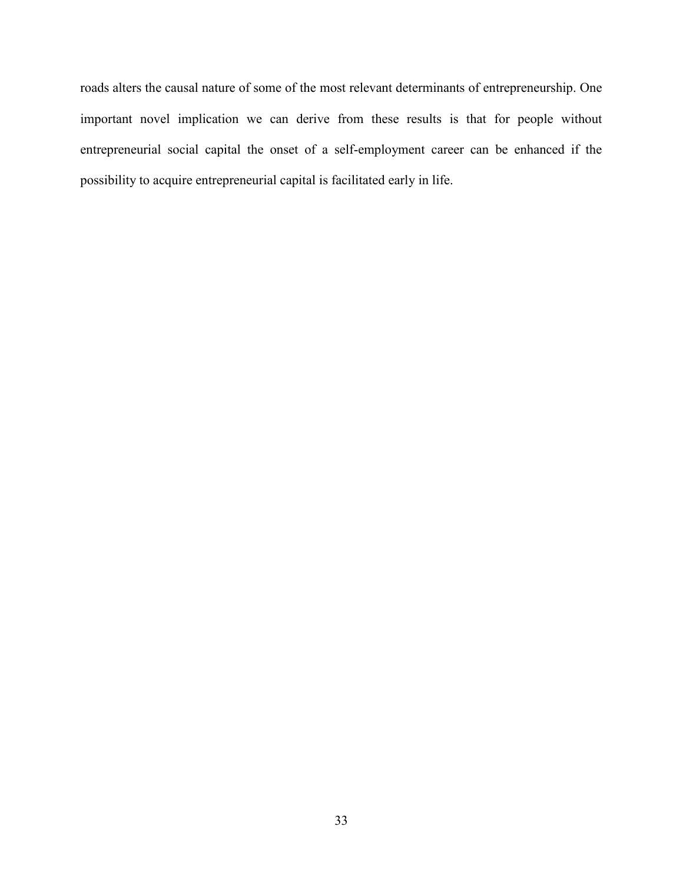roads alters the causal nature of some of the most relevant determinants of entrepreneurship. One important novel implication we can derive from these results is that for people without entrepreneurial social capital the onset of a self-employment career can be enhanced if the possibility to acquire entrepreneurial capital is facilitated early in life.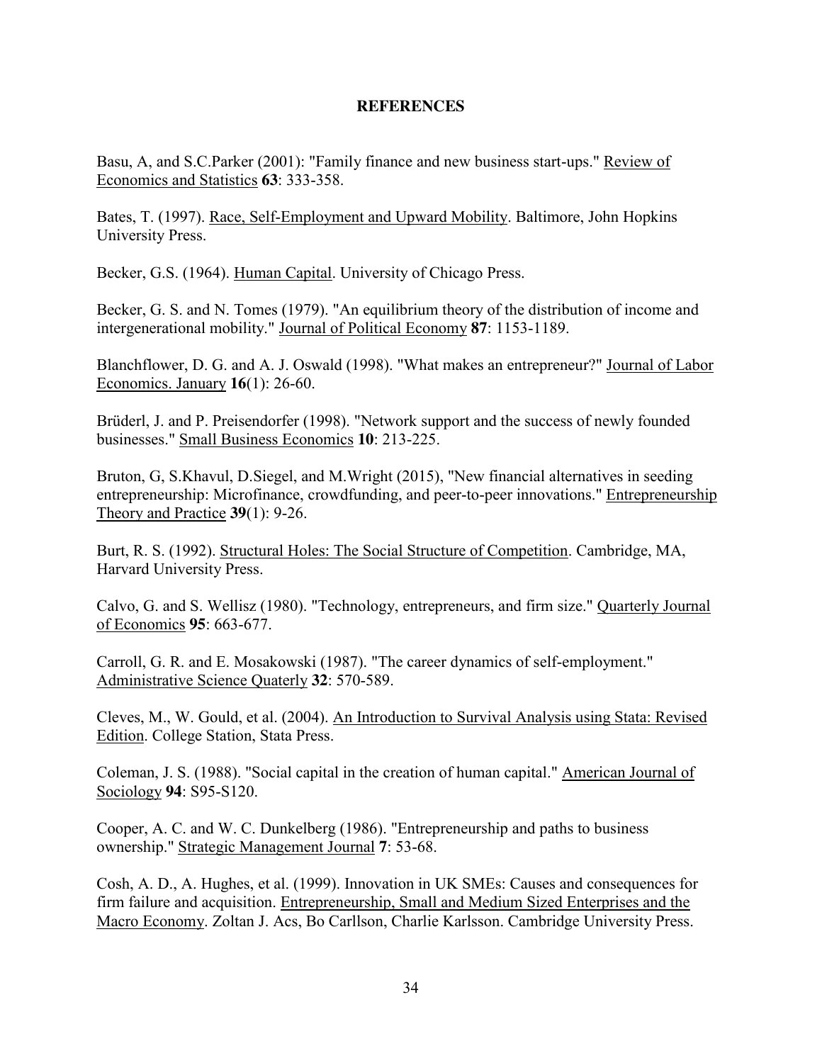**REFERENCES**

Basu, A, and S.C.Parker (2001): "Family finance and new business start-ups." Review of Economics and Statistics **63**: 333-358.

Bates, T. (1997). Race, Self-Employment and Upward Mobility. Baltimore, John Hopkins University Press.

Becker, G.S. (1964). Human Capital. University of Chicago Press.

Becker, G. S. and N. Tomes (1979). "An equilibrium theory of the distribution of income and intergenerational mobility." Journal of Political Economy **87**: 1153-1189.

Blanchflower, D. G. and A. J. Oswald (1998). "What makes an entrepreneur?" Journal of Labor Economics. January **16**(1): 26-60.

Brüderl, J. and P. Preisendorfer (1998). "Network support and the success of newly founded businesses." Small Business Economics **10**: 213-225.

Bruton, G, S.Khavul, D.Siegel, and M.Wright (2015), "New financial alternatives in seeding entrepreneurship: Microfinance, crowdfunding, and peer-to-peer innovations." Entrepreneurship Theory and Practice **39**(1): 9-26.

Burt, R. S. (1992). Structural Holes: The Social Structure of Competition. Cambridge, MA, Harvard University Press.

Calvo, G. and S. Wellisz (1980). "Technology, entrepreneurs, and firm size." Quarterly Journal of Economics **95**: 663-677.

Carroll, G. R. and E. Mosakowski (1987). "The career dynamics of self-employment." Administrative Science Quaterly **32**: 570-589.

Cleves, M., W. Gould, et al. (2004). An Introduction to Survival Analysis using Stata: Revised Edition. College Station, Stata Press.

Coleman, J. S. (1988). "Social capital in the creation of human capital." American Journal of Sociology **94**: S95-S120.

Cooper, A. C. and W. C. Dunkelberg (1986). "Entrepreneurship and paths to business ownership." Strategic Management Journal **7**: 53-68.

Cosh, A. D., A. Hughes, et al. (1999). Innovation in UK SMEs: Causes and consequences for firm failure and acquisition. Entrepreneurship, Small and Medium Sized Enterprises and the Macro Economy. Zoltan J. Acs, Bo Carllson, Charlie Karlsson. Cambridge University Press.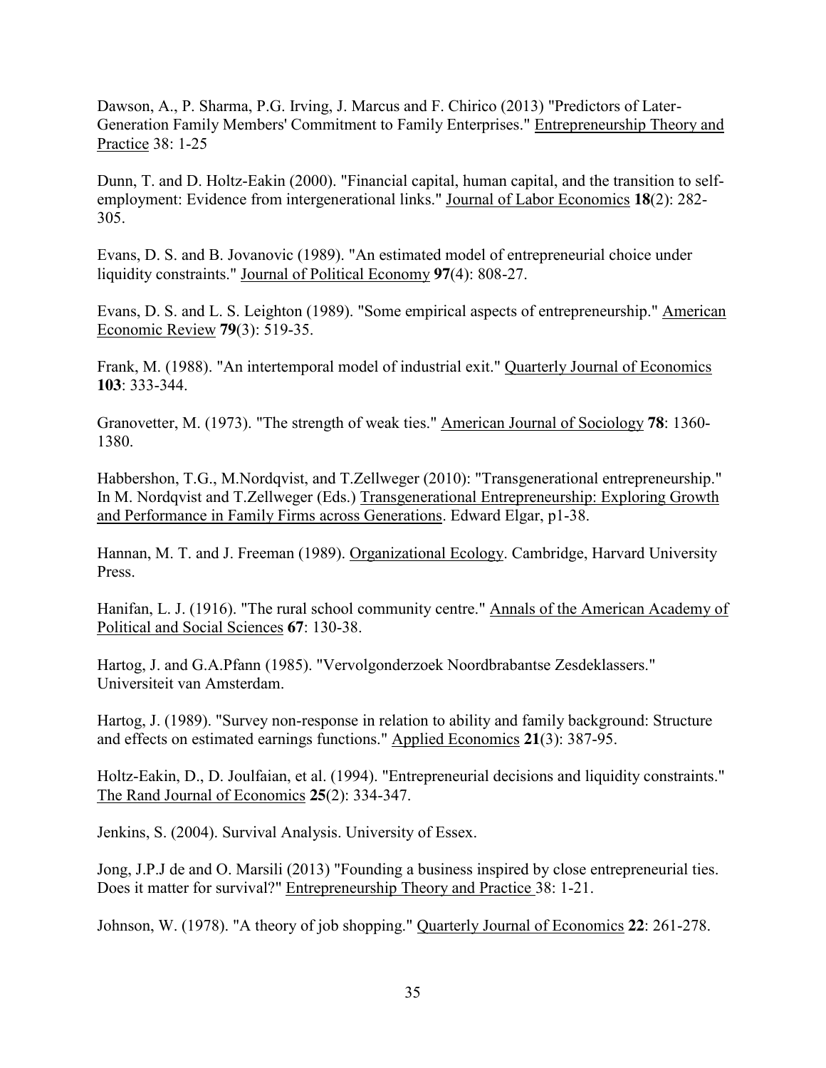Dawson, A., P. Sharma, P.G. Irving, J. Marcus and F. Chirico (2013) "Predictors of Later-Generation Family Members' Commitment to Family Enterprises." Entrepreneurship Theory and Practice 38: 1-25

Dunn, T. and D. Holtz-Eakin (2000). "Financial capital, human capital, and the transition to self-employment: Evidence from intergenerational links." Journal of Labor Economics **18**(2): 282-305.

Evans, D. S. and B. Jovanovic (1989). "An estimated model of entrepreneurial choice under liquidity constraints." Journal of Political Economy **97**(4): 808-27.

Evans, D. S. and L. S. Leighton (1989). "Some empirical aspects of entrepreneurship." American Economic Review **79**(3): 519-35.

Frank, M. (1988). "An intertemporal model of industrial exit." Quarterly Journal of Economics **103**: 333-344.

Granovetter, M. (1973). "The strength of weak ties." American Journal of Sociology **78**: 1360-1380.

Habbershon, T.G., M.Nordqvist, and T.Zellweger (2010): "Transgenerational entrepreneurship." In M. Nordqvist and T.Zellweger (Eds.) Transgenerational Entrepreneurship: Exploring Growth and Performance in Family Firms across Generations. Edward Elgar, p1-38.

Hannan, M. T. and J. Freeman (1989). Organizational Ecology. Cambridge, Harvard University Press.

Hanifan, L. J. (1916). "The rural school community centre." Annals of the American Academy of Political and Social Sciences **67**: 130-38.

Hartog, J. and G.A.Pfann (1985). "Vervolgonderzoek Noordbrabantse Zesdeklassers." Universiteit van Amsterdam.

Hartog, J. (1989). "Survey non-response in relation to ability and family background: Structure and effects on estimated earnings functions." Applied Economics **21**(3): 387-95.

Holtz-Eakin, D., D. Joulfaian, et al. (1994). "Entrepreneurial decisions and liquidity constraints." The Rand Journal of Economics **25**(2): 334-347.

Jenkins, S. (2004). Survival Analysis. University of Essex.

Jong, J.P.J de and O. Marsili (2013) "Founding a business inspired by close entrepreneurial ties. Does it matter for survival?" Entrepreneurship Theory and Practice 38: 1-21.

Johnson, W. (1978). "A theory of job shopping." Quarterly Journal of Economics **22**: 261-278.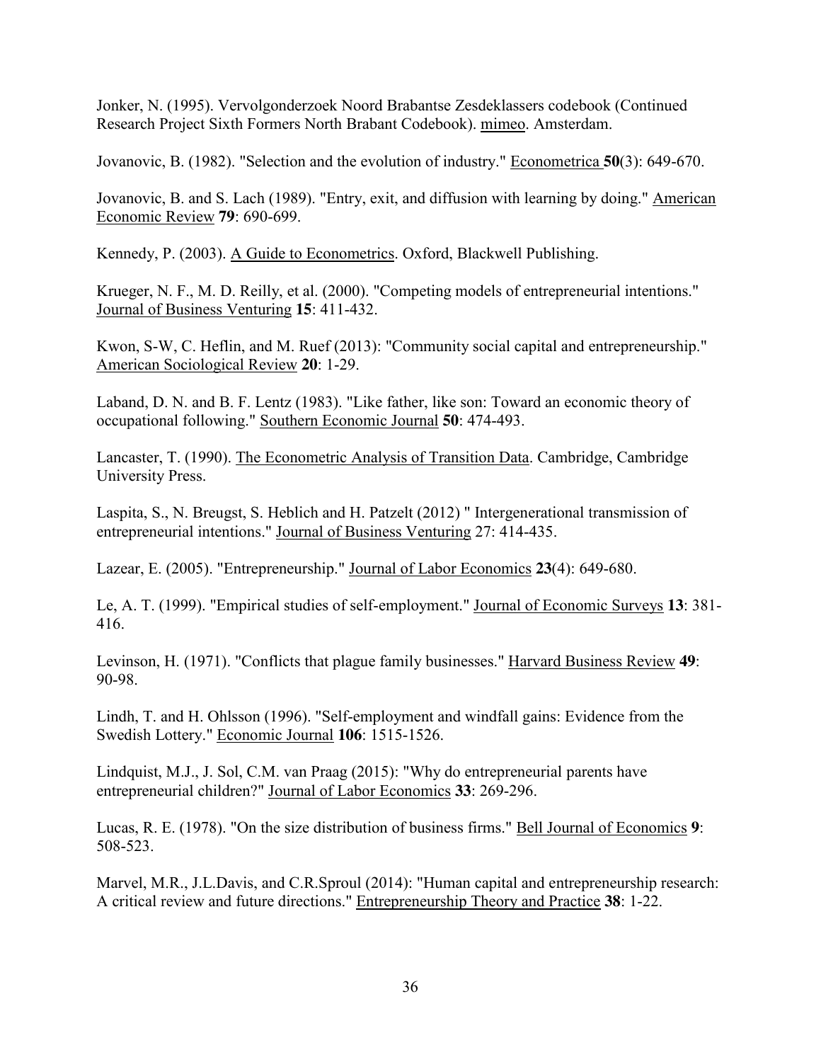Jonker, N. (1995). Vervolgonderzoek Noord Brabantse Zesdeklassers codebook (Continued Research Project Sixth Formers North Brabant Codebook). mimeo. Amsterdam.

Jovanovic, B. (1982). "Selection and the evolution of industry." Econometrica **50**(3): 649-670.

Jovanovic, B. and S. Lach (1989). "Entry, exit, and diffusion with learning by doing." American Economic Review **79**: 690-699.

Kennedy, P. (2003). A Guide to Econometrics. Oxford, Blackwell Publishing.

Krueger, N. F., M. D. Reilly, et al. (2000). "Competing models of entrepreneurial intentions." Journal of Business Venturing **15**: 411-432.

Kwon, S-W, C. Heflin, and M. Ruef (2013): "Community social capital and entrepreneurship." American Sociological Review **20**: 1-29.

Laband, D. N. and B. F. Lentz (1983). "Like father, like son: Toward an economic theory of occupational following." Southern Economic Journal **50**: 474-493.

Lancaster, T. (1990). The Econometric Analysis of Transition Data. Cambridge, Cambridge University Press.

Laspita, S., N. Breugst, S. Heblich and H. Patzelt (2012) " Intergenerational transmission of entrepreneurial intentions." Journal of Business Venturing 27: 414-435.

Lazear, E. (2005). "Entrepreneurship." Journal of Labor Economics **23**(4): 649-680.

Le, A. T. (1999). "Empirical studies of self-employment." Journal of Economic Surveys **13**: 381-416.

Levinson, H. (1971). "Conflicts that plague family businesses." Harvard Business Review **49**: 90-98.

Lindh, T. and H. Ohlsson (1996). "Self-employment and windfall gains: Evidence from the Swedish Lottery." Economic Journal **106**: 1515-1526.

Lindquist, M.J., J. Sol, C.M. van Praag (2015): "Why do entrepreneurial parents have entrepreneurial children?" Journal of Labor Economics **33**: 269-296.

Lucas, R. E. (1978). "On the size distribution of business firms." Bell Journal of Economics **9**: 508-523.

Marvel, M.R., J.L.Davis, and C.R.Sproul (2014): "Human capital and entrepreneurship research: A critical review and future directions." Entrepreneurship Theory and Practice **38**: 1-22.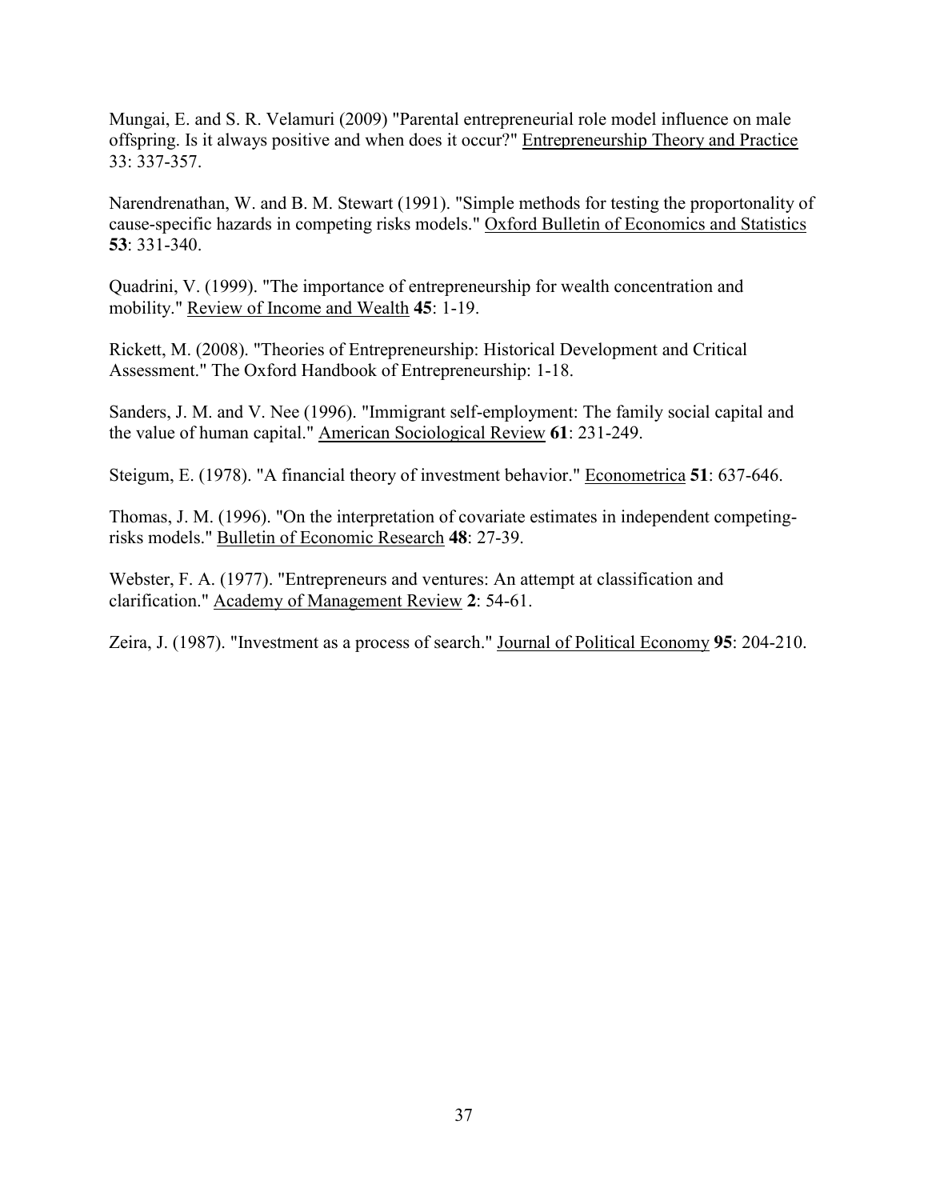Mungai, E. and S. R. Velamuri (2009) "Parental entrepreneurial role model influence on male offspring. Is it always positive and when does it occur?" Entrepreneurship Theory and Practice 33: 337-357.

Narendrenathan, W. and B. M. Stewart (1991). "Simple methods for testing the proportonality of cause-specific hazards in competing risks models." Oxford Bulletin of Economics and Statistics **53**: 331-340.

Quadrini, V. (1999). "The importance of entrepreneurship for wealth concentration and mobility." Review of Income and Wealth **45**: 1-19.

Rickett, M. (2008). "Theories of Entrepreneurship: Historical Development and Critical Assessment." The Oxford Handbook of Entrepreneurship: 1-18.

Sanders, J. M. and V. Nee (1996). "Immigrant self-employment: The family social capital and the value of human capital." American Sociological Review **61**: 231-249.

Steigum, E. (1978). "A financial theory of investment behavior." Econometrica **51**: 637-646.

Thomas, J. M. (1996). "On the interpretation of covariate estimates in independent competing-risks models." Bulletin of Economic Research **48**: 27-39.

Webster, F. A. (1977). "Entrepreneurs and ventures: An attempt at classification and clarification." Academy of Management Review **2**: 54-61.

Zeira, J. (1987). "Investment as a process of search." Journal of Political Economy **95**: 204-210.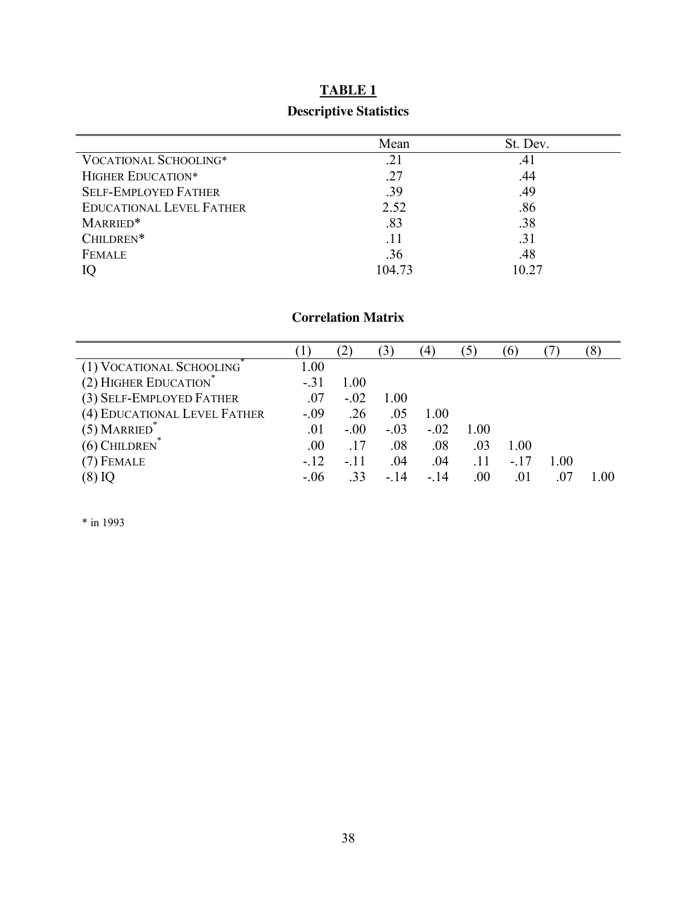**TABLE 1**

**Descriptive Statistics**

| | Mean | St. Dev. |
|---|---|---|
| VOCATIONAL SCHOOLING* | .21 | .41 |
| HIGHER EDUCATION* | .27 | .44 |
| SELF-EMPLOYED FATHER | .39 | .49 |
| EDUCATIONAL LEVEL FATHER | 2.52 | .86 |
| MARRIED* | .83 | .38 |
| CHILDREN* | .11 | .31 |
| FEMALE | .36 | .48 |
| IQ | 104.73 | 10.27 |

**Correlation Matrix**

| | (1) | (2) | (3) | (4) | (5) | (6) | (7) | (8) |
|---|---|---|---|---|---|---|---|---|
| (1) VOCATIONAL SCHOOLING* | 1.00 | | | | | | | |
| (2) HIGHER EDUCATION* | -.31 | 1.00 | | | | | | |
| (3) SELF-EMPLOYED FATHER | .07 | -.02 | 1.00 | | | | | |
| (4) EDUCATIONAL LEVEL FATHER | -.09 | .26 | .05 | 1.00 | | | | |
| (5) MARRIED* | .01 | -.00 | -.03 | -.02 | 1.00 | | | |
| (6) CHILDREN* | .00 | .17 | .08 | .08 | .03 | 1.00 | | |
| (7) FEMALE | -.12 | -.11 | .04 | .04 | .11 | -.17 | 1.00 | |
| (8) IQ | -.06 | .33 | -.14 | -.14 | .00 | .01 | .07 | 1.00 |

\* in 1993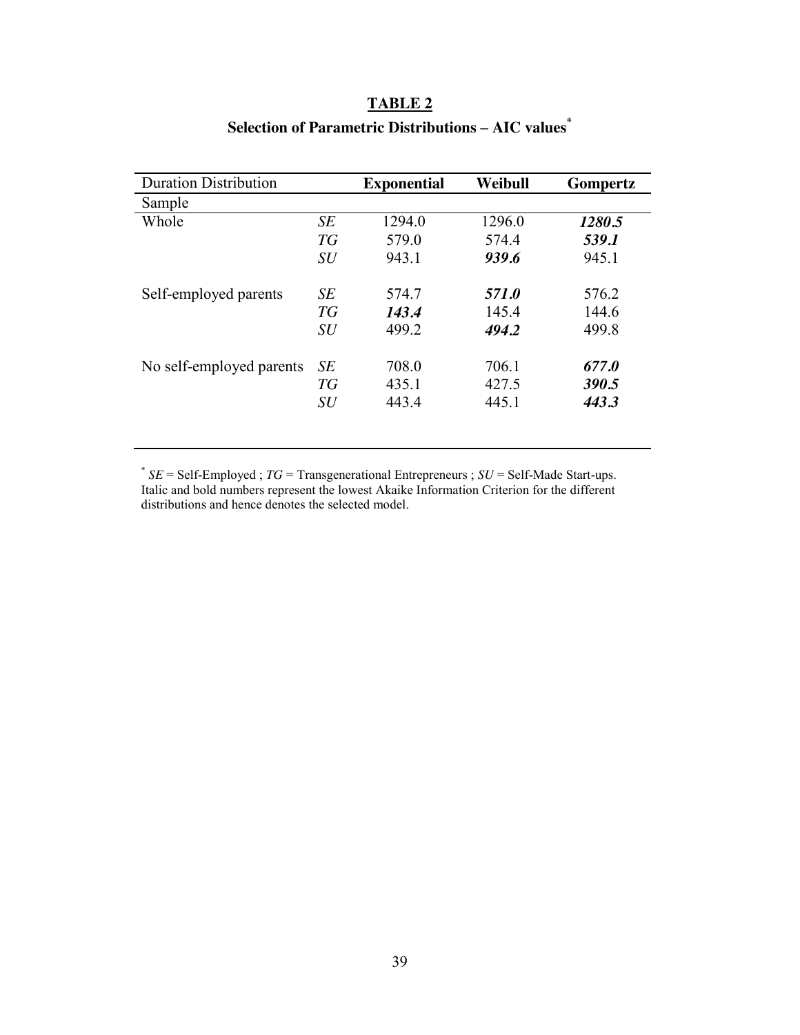**TABLE 2**

**Selection of Parametric Distributions – AIC values***

| Duration Distribution | | **Exponential** | **Weibull** | **Gompertz** |
|---|---|---|---|---|
| Sample | | | | |
| Whole | *SE* | 1294.0 | 1296.0 | ***1280.5*** |
| | *TG* | 579.0 | 574.4 | ***539.1*** |
| | *SU* | 943.1 | ***939.6*** | 945.1 |
| Self-employed parents | *SE* | 574.7 | ***571.0*** | 576.2 |
| | *TG* | ***143.4*** | 145.4 | 144.6 |
| | *SU* | 499.2 | ***494.2*** | 499.8 |
| No self-employed parents | *SE* | 708.0 | 706.1 | ***677.0*** |
| | *TG* | 435.1 | 427.5 | ***390.5*** |
| | *SU* | 443.4 | 445.1 | ***443.3*** |

\* *SE* = Self-Employed ; *TG* = Transgenerational Entrepreneurs ; *SU* = Self-Made Start-ups. Italic and bold numbers represent the lowest Akaike Information Criterion for the different distributions and hence denotes the selected model.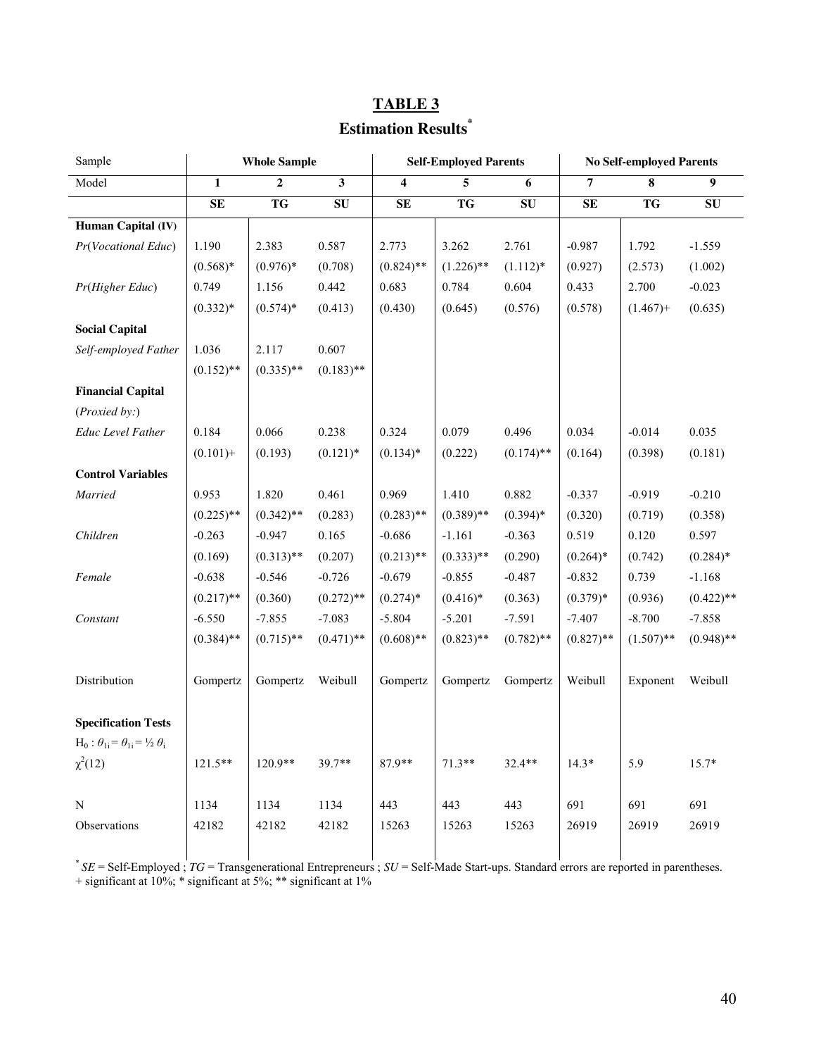# TABLE 3

## Estimation Results[*]

| Sample | Whole Sample | | | Self-Employed Parents | | | No Self-employed Parents | | |
|---|---|---|---|---|---|---|---|---|---|
| Model | 1 | 2 | 3 | 4 | 5 | 6 | 7 | 8 | 9 |
| | **SE** | **TG** | **SU** | **SE** | **TG** | **SU** | **SE** | **TG** | **SU** |
| **Human Capital (IV)** | | | | | | | | | |
| *Pr*(*Vocational Educ*) | 1.190 | 2.383 | 0.587 | 2.773 | 3.262 | 2.761 | -0.987 | 1.792 | -1.559 |
| | (0.568)* | (0.976)* | (0.708) | (0.824)** | (1.226)** | (1.112)* | (0.927) | (2.573) | (1.002) |
| *Pr*(*Higher Educ*) | 0.749 | 1.156 | 0.442 | 0.683 | 0.784 | 0.604 | 0.433 | 2.700 | -0.023 |
| | (0.332)* | (0.574)* | (0.413) | (0.430) | (0.645) | (0.576) | (0.578) | (1.467)+ | (0.635) |
| **Social Capital** | | | | | | | | | |
| *Self-employed Father* | 1.036 | 2.117 | 0.607 | | | | | | |
| | (0.152)** | (0.335)** | (0.183)** | | | | | | |
| **Financial Capital** | | | | | | | | | |
| (*Proxied by:*) | | | | | | | | | |
| *Educ Level Father* | 0.184 | 0.066 | 0.238 | 0.324 | 0.079 | 0.496 | 0.034 | -0.014 | 0.035 |
| | (0.101)+ | (0.193) | (0.121)* | (0.134)* | (0.222) | (0.174)** | (0.164) | (0.398) | (0.181) |
| **Control Variables** | | | | | | | | | |
| *Married* | 0.953 | 1.820 | 0.461 | 0.969 | 1.410 | 0.882 | -0.337 | -0.919 | -0.210 |
| | (0.225)** | (0.342)** | (0.283) | (0.283)** | (0.389)** | (0.394)* | (0.320) | (0.719) | (0.358) |
| *Children* | -0.263 | -0.947 | 0.165 | -0.686 | -1.161 | -0.363 | 0.519 | 0.120 | 0.597 |
| | (0.169) | (0.313)** | (0.207) | (0.213)** | (0.333)** | (0.290) | (0.264)* | (0.742) | (0.284)* |
| *Female* | -0.638 | -0.546 | -0.726 | -0.679 | -0.855 | -0.487 | -0.832 | 0.739 | -1.168 |
| | (0.217)** | (0.360) | (0.272)** | (0.274)* | (0.416)* | (0.363) | (0.379)* | (0.936) | (0.422)** |
| *Constant* | -6.550 | -7.855 | -7.083 | -5.804 | -5.201 | -7.591 | -7.407 | -8.700 | -7.858 |
| | (0.384)** | (0.715)** | (0.471)** | (0.608)** | (0.823)** | (0.782)** | (0.827)** | (1.507)** | (0.948)** |
| Distribution | Gompertz | Gompertz | Weibull | Gompertz | Gompertz | Gompertz | Weibull | Exponent | Weibull |
| **Specification Tests** | | | | | | | | | |
| $H_0 : \theta_{1i} = \theta_{1i} = \frac{1}{2}\theta_i$ | | | | | | | | | |
| $\chi^2(12)$ | 121.5** | 120.9** | 39.7** | 87.9** | 71.3** | 32.4** | 14.3* | 5.9 | 15.7* |
| N | 1134 | 1134 | 1134 | 443 | 443 | 443 | 691 | 691 | 691 |
| Observations | 42182 | 42182 | 42182 | 15263 | 15263 | 15263 | 26919 | 26919 | 26919 |

[*] *SE* = Self-Employed ; *TG* = Transgenerational Entrepreneurs ; *SU* = Self-Made Start-ups. Standard errors are reported in parentheses.
+ significant at 10%; * significant at 5%; ** significant at 1%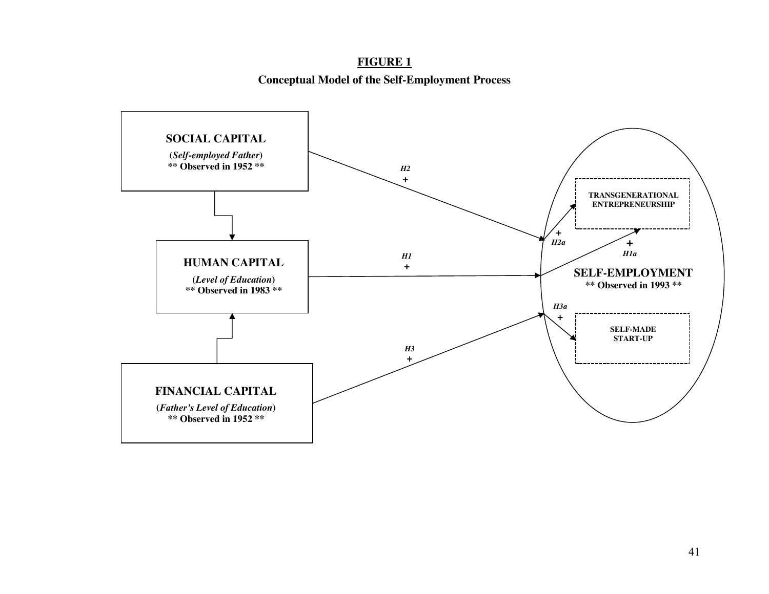**FIGURE 1**

**Conceptual Model of the Self-Employment Process**

**SOCIAL CAPITAL**
(*Self-employed Father*)
** Observed in 1952 **

**HUMAN CAPITAL**
(*Level of Education*)
** Observed in 1983 **

**FINANCIAL CAPITAL**
(*Father's Level of Education*)
** Observed in 1952 **

*H2* +

*H1* +

*H3* +

**SELF-EMPLOYMENT**
** Observed in 1993 **

TRANSGENERATIONAL ENTREPRENEURSHIP

+ *H2a*

+ *H1a*

*H3a* +

SELF-MADE START-UP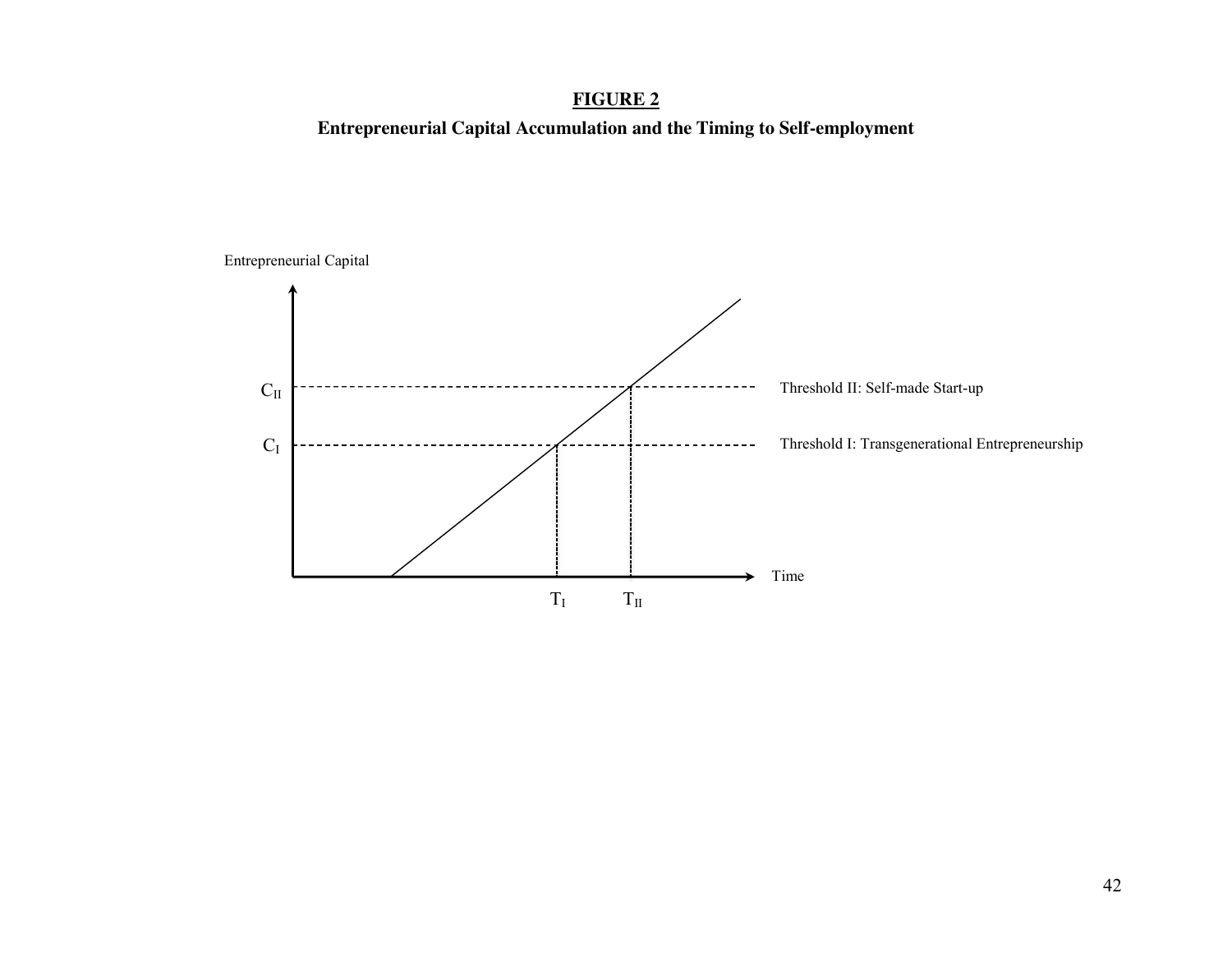**FIGURE 2**

**Entrepreneurial Capital Accumulation and the Timing to Self-employment**

Entrepreneurial Capital

$C_{II}$ Threshold II: Self-made Start-up

$C_{I}$ Threshold I: Transgenerational Entrepreneurship

$T_{I}$ $T_{II}$ Time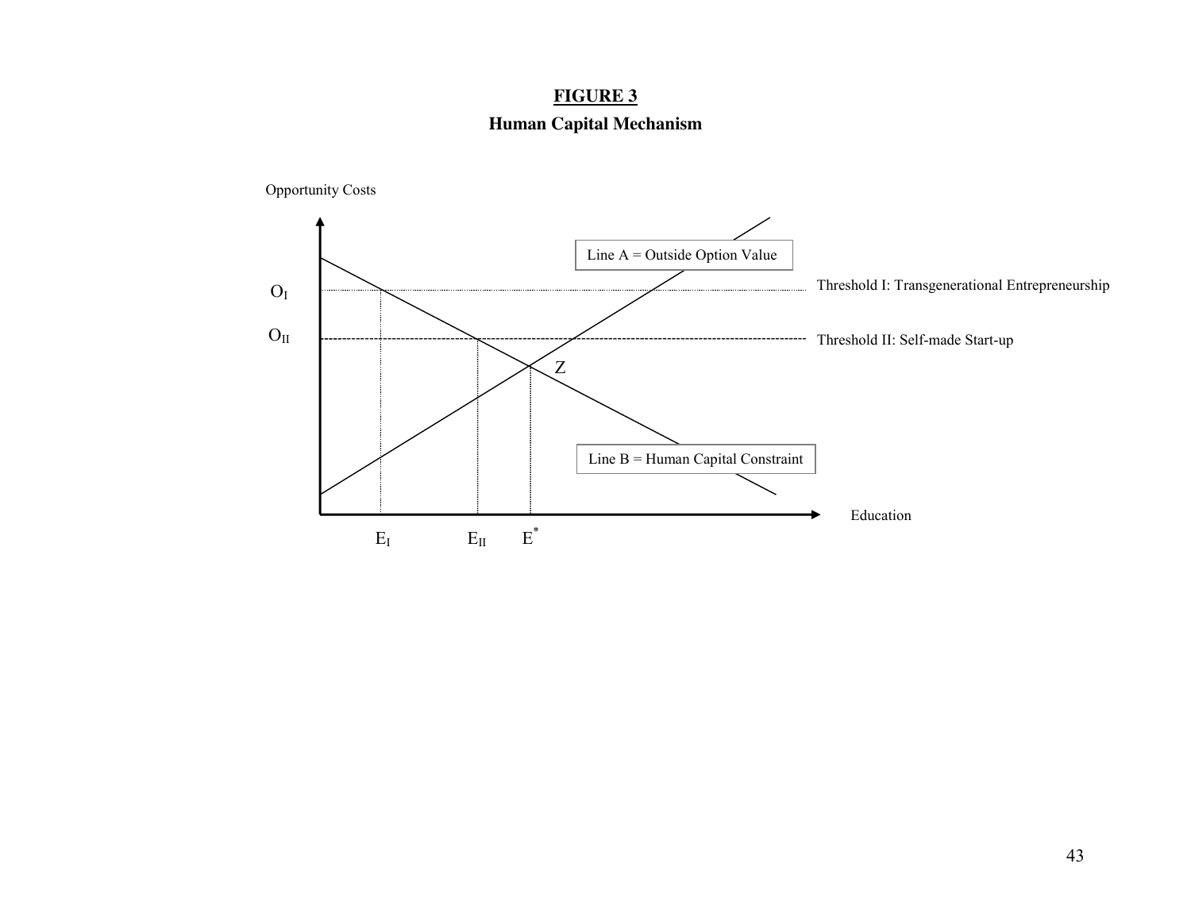**FIGURE 3**

**Human Capital Mechanism**

Opportunity Costs

$O_I$

$O_{II}$

Line A = Outside Option Value

Threshold I: Transgenerational Entrepreneurship

Threshold II: Self-made Start-up

Z

Line B = Human Capital Constraint

Education

$E_I$ $E_{II}$ $E^*$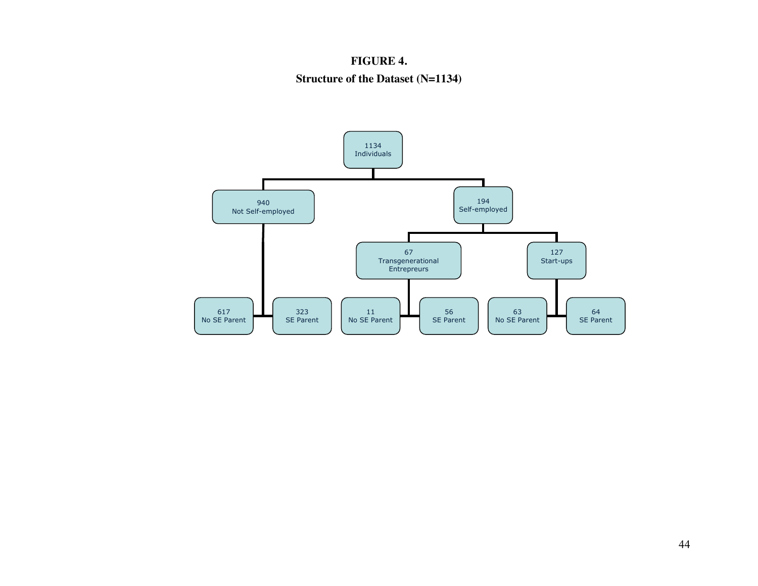**FIGURE 4.**

**Structure of the Dataset (N=1134)**

1134 Individuals

940 Not Self-employed

194 Self-employed

67 Transgenerational Entrepreurs

127 Start-ups

617 No SE Parent

323 SE Parent

11 No SE Parent

56 SE Parent

63 No SE Parent

64 SE Parent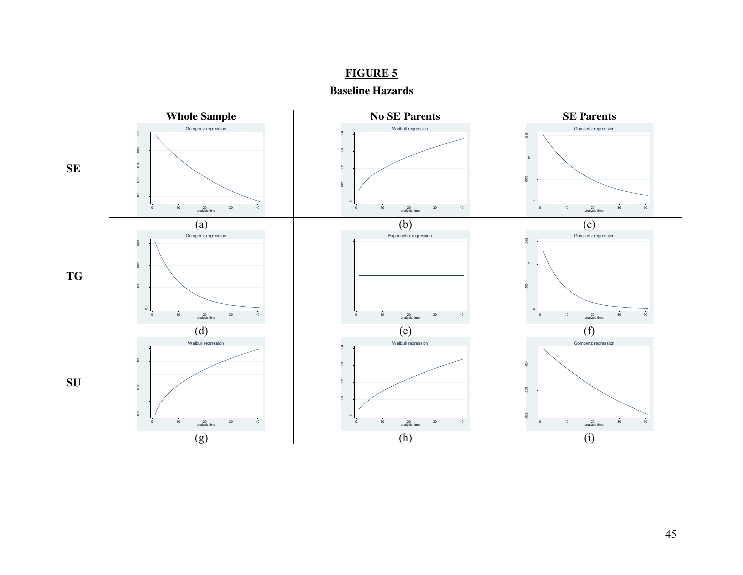# FIGURE 5

**Baseline Hazards**

**Whole Sample** | **No SE Parents** | **SE Parents**

**SE**

Gompertz regression

.006
.005
.004
.003
.002

0 10 20 30 40
analysis time

(a)

Weibull regression

.004
.003
.002
.001
0

0 10 20 30 40
analysis time

(b)

Gompertz regression

.015
.01
.005
0

0 10 20 30 40
analysis time

(c)

**TG**

Gompertz regression

.003
.002
.001
0

0 10 20 30 40
analysis time

(d)

Exponential regression

0 10 20 30 40
analysis time

(e)

Gompertz regression

.015
.01
.005
0

0 10 20 30 40
analysis time

(f)

**SU**

Weibull regression

.003
.002
.001

0 10 20 30 40
analysis time

(g)

Weibull regression

.004
.003
.002
.001
0

0 10 20 30 40
analysis time

(h)

Gompertz regression

.004
.003
.002

0 10 20 30 40
analysis time

(i)